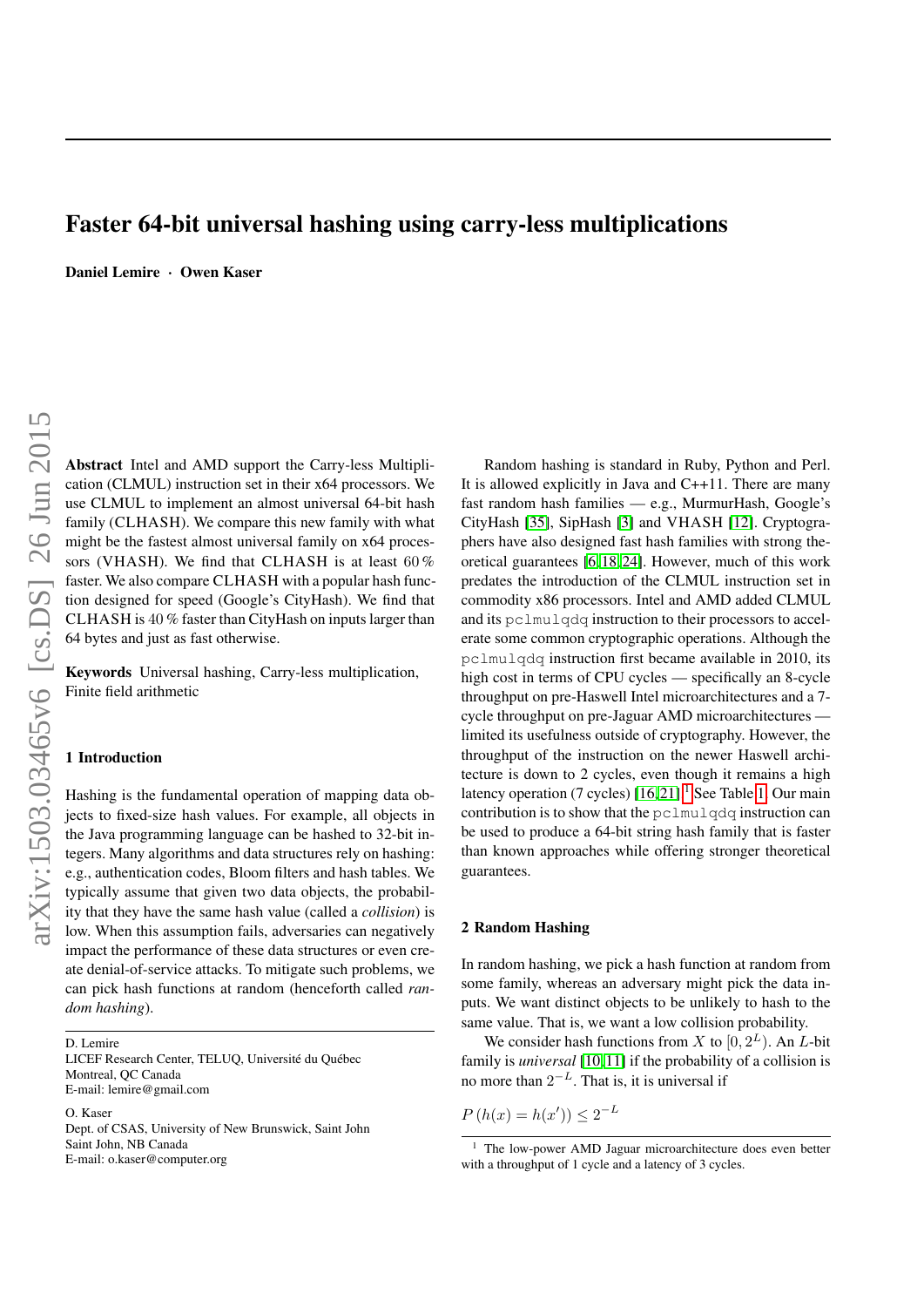# Faster 64-bit universal hashing using carry-less multiplications

**Daniel Lemire · Owen Kaser**

**Abstract** Intel and AMD support the Carry-less Multiplication (CLMUL) instruction set in their x64 processors. We use CLMUL to implement an almost universal 64-bit hash family (CLHASH). We compare this new family with what might be the fastest almost universal family on x64 processors (VHASH). We find that CLHASH is at least 60 % faster. We also compare CLHASH with a popular hash function designed for speed (Google's CityHash). We find that CLHASH is 40 % faster than CityHash on inputs larger than 64 bytes and just as fast otherwise.

**Keywords** Universal hashing, Carry-less multiplication, Finite field arithmetic

D. Lemire
LICEF Research Center, TELUQ, Université du Québec
Montreal, QC Canada
E-mail: lemire@gmail.com

O. Kaser
Dept. of CSAS, University of New Brunswick, Saint John
Saint John, NB Canada
E-mail: o.kaser@computer.org

## 1 Introduction

Hashing is the fundamental operation of mapping data objects to fixed-size hash values. For example, all objects in the Java programming language can be hashed to 32-bit integers. Many algorithms and data structures rely on hashing: e.g., authentication codes, Bloom filters and hash tables. We typically assume that given two data objects, the probability that they have the same hash value (called a *collision*) is low. When this assumption fails, adversaries can negatively impact the performance of these data structures or even create denial-of-service attacks. To mitigate such problems, we can pick hash functions at random (henceforth called *random hashing*).

Random hashing is standard in Ruby, Python and Perl. It is allowed explicitly in Java and C++11. There are many fast random hash families — e.g., MurmurHash, Google's CityHash [35], SipHash [3] and VHASH [12]. Cryptographers have also designed fast hash families with strong theoretical guarantees [6, 18, 24]. However, much of this work predates the introduction of the CLMUL instruction set in commodity x86 processors. Intel and AMD added CLMUL and its `pclmulqdq` instruction to their processors to accelerate some common cryptographic operations. Although the `pclmulqdq` instruction first became available in 2010, its high cost in terms of CPU cycles — specifically an 8-cycle throughput on pre-Haswell Intel microarchitectures and a 7-cycle throughput on pre-Jaguar AMD microarchitectures — limited its usefulness outside of cryptography. However, the throughput of the instruction on the newer Haswell architecture is down to 2 cycles, even though it remains a high latency operation (7 cycles) [16, 21].[1] See Table 1. Our main contribution is to show that the `pclmulqdq` instruction can be used to produce a 64-bit string hash family that is faster than known approaches while offering stronger theoretical guarantees.

## 2 Random Hashing

In random hashing, we pick a hash function at random from some family, whereas an adversary might pick the data inputs. We want distinct objects to be unlikely to hash to the same value. That is, we want a low collision probability.

We consider hash functions from $X$ to $[0, 2^L)$. An $L$-bit family is *universal* [10, 11] if the probability of a collision is no more than $2^{-L}$. That is, it is universal if

$$P\left(h(x) = h(x')\right) \leq 2^{-L}$$

[1] The low-power AMD Jaguar microarchitecture does even better with a throughput of 1 cycle and a latency of 3 cycles.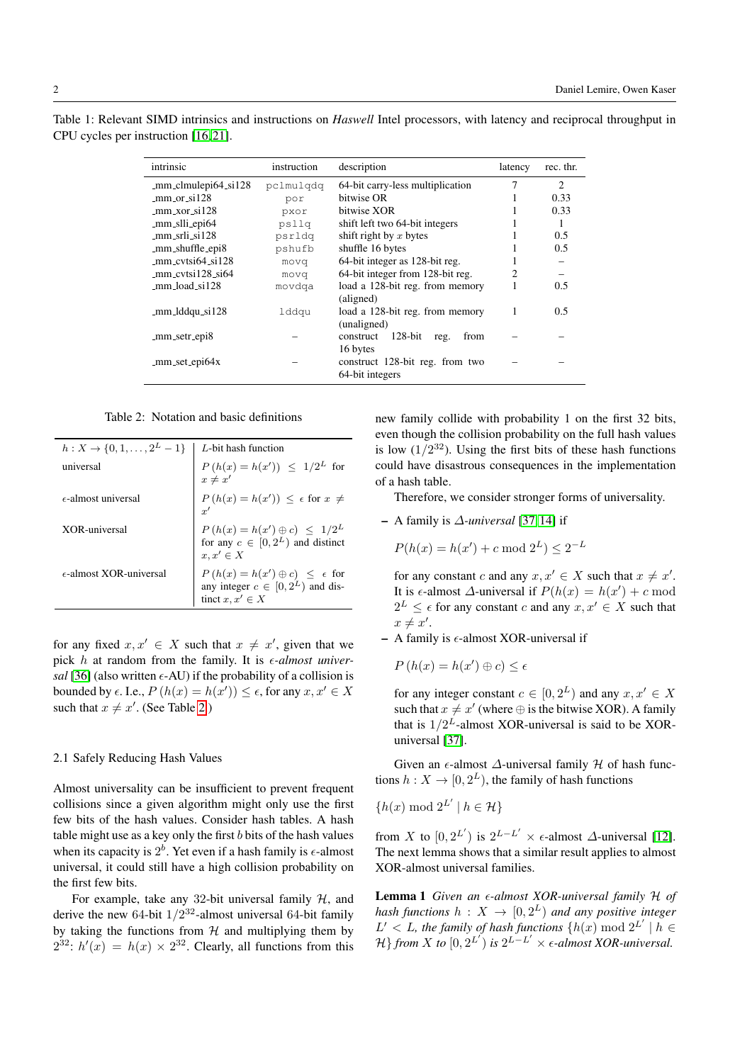Table 1: Relevant SIMD intrinsics and instructions on *Haswell* Intel processors, with latency and reciprocal throughput in CPU cycles per instruction [16,21].

| intrinsic | instruction | description | latency | rec. thr. |
|---|---|---|---|---|
| _mm_clmulepi64_si128 | pclmulqdq | 64-bit carry-less multiplication | 7 | 2 |
| _mm_or_si128 | por | bitwise OR | 1 | 0.33 |
| _mm_xor_si128 | pxor | bitwise XOR | 1 | 0.33 |
| _mm_slli_epi64 | psllq | shift left two 64-bit integers | 1 | 1 |
| _mm_srli_si128 | psrldq | shift right by $x$ bytes | 1 | 0.5 |
| _mm_shuffle_epi8 | pshufb | shuffle 16 bytes | 1 | 0.5 |
| _mm_cvtsi64_si128 | movq | 64-bit integer as 128-bit reg. | 1 | – |
| _mm_cvtsi128_si64 | movq | 64-bit integer from 128-bit reg. | 2 | – |
| _mm_load_si128 | movdqa | load a 128-bit reg. from memory (aligned) | 1 | 0.5 |
| _mm_lddqu_si128 | lddqu | load a 128-bit reg. from memory (unaligned) | 1 | 0.5 |
| _mm_setr_epi8 | – | construct 128-bit reg. from 16 bytes | – | – |
| _mm_set_epi64x | – | construct 128-bit reg. from two 64-bit integers | – | – |

Table 2: Notation and basic definitions

| | |
|---|---|
| $h : X \to \{0, 1, \ldots, 2^L - 1\}$ | $L$-bit hash function |
| universal | $P(h(x) = h(x')) \leq 1/2^L$ for $x \neq x'$ |
| $\epsilon$-almost universal | $P(h(x) = h(x')) \leq \epsilon$ for $x \neq x'$ |
| XOR-universal | $P(h(x) = h(x') \oplus c) \leq 1/2^L$ for any $c \in [0, 2^L)$ and distinct $x, x' \in X$ |
| $\epsilon$-almost XOR-universal | $P(h(x) = h(x') \oplus c) \leq \epsilon$ for any integer $c \in [0, 2^L)$ and distinct $x, x' \in X$ |

for any fixed $x, x' \in X$ such that $x \neq x'$, given that we pick $h$ at random from the family. It is *$\epsilon$-almost universal* [36] (also written $\epsilon$-AU) if the probability of a collision is bounded by $\epsilon$. I.e., $P(h(x) = h(x')) \leq \epsilon$, for any $x, x' \in X$ such that $x \neq x'$. (See Table 2.)

### 2.1 Safely Reducing Hash Values

Almost universality can be insufficient to prevent frequent collisions since a given algorithm might only use the first few bits of the hash values. Consider hash tables. A hash table might use as a key only the first $b$ bits of the hash values when its capacity is $2^b$. Yet even if a hash family is $\epsilon$-almost universal, it could still have a high collision probability on the first few bits.

For example, take any 32-bit universal family $\mathcal{H}$, and derive the new 64-bit $1/2^{32}$-almost universal 64-bit family by taking the functions from $\mathcal{H}$ and multiplying them by $2^{32}$: $h'(x) = h(x) \times 2^{32}$. Clearly, all functions from this new family collide with probability 1 on the first 32 bits, even though the collision probability on the full hash values is low ($1/2^{32}$). Using the first bits of these hash functions could have disastrous consequences in the implementation of a hash table.

Therefore, we consider stronger forms of universality.

- A family is *$\Delta$-universal* [37,14] if

  $$P(h(x) = h(x') + c \bmod 2^L) \leq 2^{-L}$$

  for any constant $c$ and any $x, x' \in X$ such that $x \neq x'$. It is $\epsilon$-almost $\Delta$-universal if $P(h(x) = h(x') + c \bmod 2^L \leq \epsilon$ for any constant $c$ and any $x, x' \in X$ such that $x \neq x'$.
- A family is $\epsilon$-almost XOR-universal if

  $$P(h(x) = h(x') \oplus c) \leq \epsilon$$

  for any integer constant $c \in [0, 2^L)$ and any $x, x' \in X$ such that $x \neq x'$ (where $\oplus$ is the bitwise XOR). A family that is $1/2^L$-almost XOR-universal is said to be XOR-universal [37].

Given an $\epsilon$-almost $\Delta$-universal family $\mathcal{H}$ of hash functions $h : X \to [0, 2^L)$, the family of hash functions

$$\{h(x) \bmod 2^{L'} \mid h \in \mathcal{H}\}$$

from $X$ to $[0, 2^{L'})$ is $2^{L-L'} \times \epsilon$-almost $\Delta$-universal [12]. The next lemma shows that a similar result applies to almost XOR-almost universal families.

**Lemma 1** *Given an $\epsilon$-almost XOR-universal family $\mathcal{H}$ of hash functions $h : X \to [0, 2^L)$ and any positive integer $L' < L$, the family of hash functions $\{h(x) \bmod 2^{L'} \mid h \in \mathcal{H}\}$ from $X$ to $[0, 2^{L'})$ is $2^{L-L'} \times \epsilon$-almost XOR-universal.*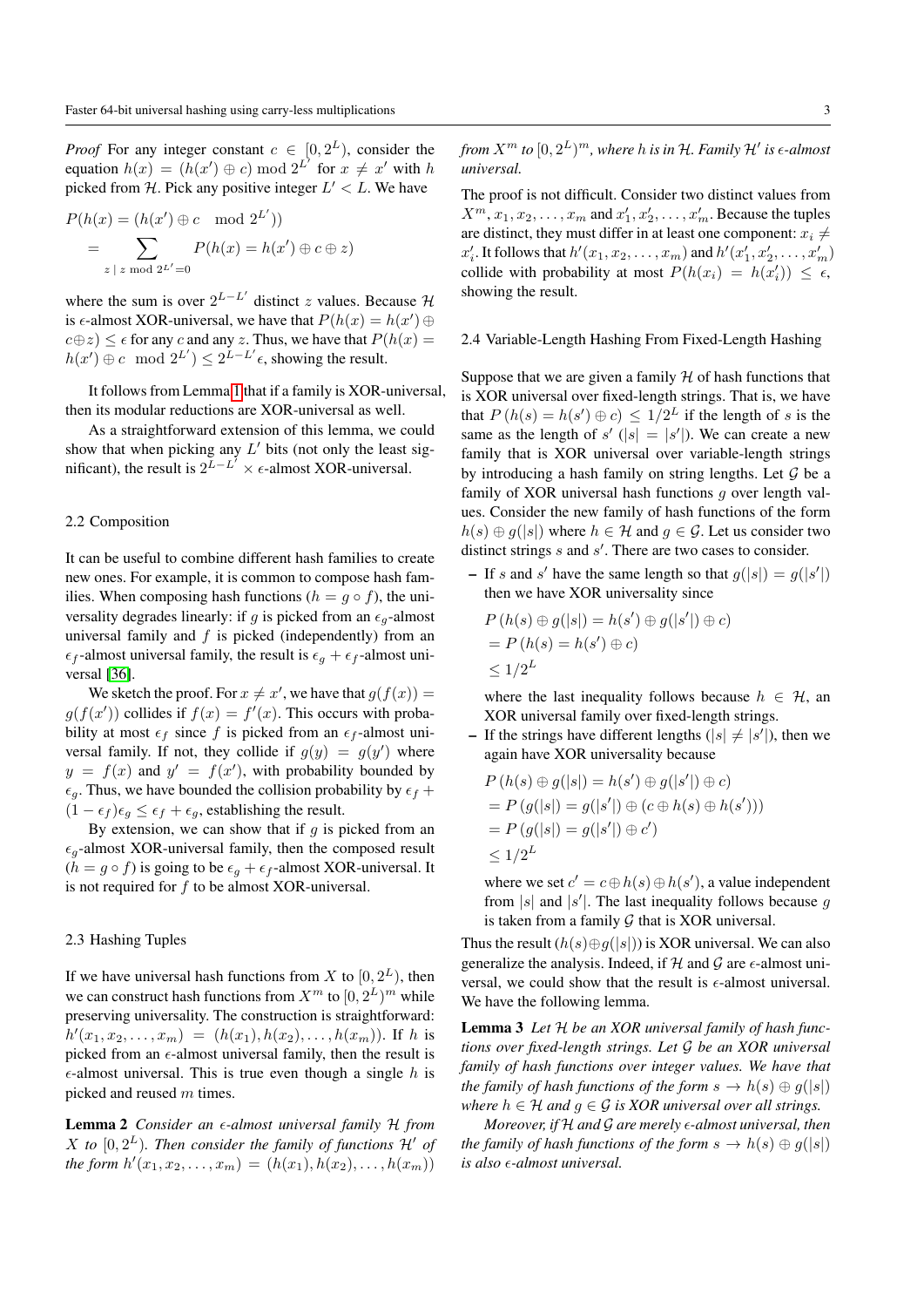*Proof* For any integer constant $c \in [0, 2^L)$, consider the equation $h(x) = (h(x') \oplus c) \bmod 2^{L'}$ for $x \neq x'$ with $h$ picked from $\mathcal{H}$. Pick any positive integer $L' < L$. We have

$$
\begin{aligned}
&P(h(x) = (h(x') \oplus c \mod 2^{L'})) \\
&= \sum_{z \mid z \bmod 2^{L'}=0} P(h(x) = h(x') \oplus c \oplus z)
\end{aligned}
$$

where the sum is over $2^{L-L'}$ distinct $z$ values. Because $\mathcal{H}$ is $\epsilon$-almost XOR-universal, we have that $P(h(x) = h(x') \oplus c \oplus z) \leq \epsilon$ for any $c$ and any $z$. Thus, we have that $P(h(x) = h(x') \oplus c \mod 2^{L'}) \leq 2^{L-L'}\epsilon$, showing the result.

It follows from Lemma 1 that if a family is XOR-universal, then its modular reductions are XOR-universal as well.

As a straightforward extension of this lemma, we could show that when picking any $L'$ bits (not only the least significant), the result is $2^{L-L'} \times \epsilon$-almost XOR-universal.

### 2.2 Composition

It can be useful to combine different hash families to create new ones. For example, it is common to compose hash families. When composing hash functions ($h = g \circ f$), the universality degrades linearly: if $g$ is picked from an $\epsilon_g$-almost universal family and $f$ is picked (independently) from an $\epsilon_f$-almost universal family, the result is $\epsilon_g + \epsilon_f$-almost universal [36].

We sketch the proof. For $x \neq x'$, we have that $g(f(x)) = g(f(x'))$ collides if $f(x) = f'(x)$. This occurs with probability at most $\epsilon_f$ since $f$ is picked from an $\epsilon_f$-almost universal family. If not, they collide if $g(y) = g(y')$ where $y = f(x)$ and $y' = f(x')$, with probability bounded by $\epsilon_g$. Thus, we have bounded the collision probability by $\epsilon_f + (1 - \epsilon_f)\epsilon_g \leq \epsilon_f + \epsilon_g$, establishing the result.

By extension, we can show that if $g$ is picked from an $\epsilon_g$-almost XOR-universal family, then the composed result ($h = g \circ f$) is going to be $\epsilon_g + \epsilon_f$-almost XOR-universal. It is not required for $f$ to be almost XOR-universal.

### 2.3 Hashing Tuples

If we have universal hash functions from $X$ to $[0, 2^L)$, then we can construct hash functions from $X^m$ to $[0, 2^L)^m$ while preserving universality. The construction is straightforward: $h'(x_1, x_2, \ldots, x_m) = (h(x_1), h(x_2), \ldots, h(x_m))$. If $h$ is picked from an $\epsilon$-almost universal family, then the result is $\epsilon$-almost universal. This is true even though a single $h$ is picked and reused $m$ times.

**Lemma 2** *Consider an $\epsilon$-almost universal family $\mathcal{H}$ from $X$ to $[0, 2^L)$. Then consider the family of functions $\mathcal{H}'$ of the form $h'(x_1, x_2, \ldots, x_m) = (h(x_1), h(x_2), \ldots, h(x_m))$ from $X^m$ to $[0, 2^L)^m$, where $h$ is in $\mathcal{H}$. Family $\mathcal{H}'$ is $\epsilon$-almost universal.*

The proof is not difficult. Consider two distinct values from $X^m$, $x_1, x_2, \ldots, x_m$ and $x'_1, x'_2, \ldots, x'_m$. Because the tuples are distinct, they must differ in at least one component: $x_i \neq x'_i$. It follows that $h'(x_1, x_2, \ldots, x_m)$ and $h'(x'_1, x'_2, \ldots, x'_m)$ collide with probability at most $P(h(x_i) = h(x'_i)) \leq \epsilon$, showing the result.

### 2.4 Variable-Length Hashing From Fixed-Length Hashing

Suppose that we are given a family $\mathcal{H}$ of hash functions that is XOR universal over fixed-length strings. That is, we have that $P(h(s) = h(s') \oplus c) \leq 1/2^L$ if the length of $s$ is the same as the length of $s'$ ($|s| = |s'|$). We can create a new family that is XOR universal over variable-length strings by introducing a hash family on string lengths. Let $\mathcal{G}$ be a family of XOR universal hash functions $g$ over length values. Consider the new family of hash functions of the form $h(s) \oplus g(|s|)$ where $h \in \mathcal{H}$ and $g \in \mathcal{G}$. Let us consider two distinct strings $s$ and $s'$. There are two cases to consider.

- If $s$ and $s'$ have the same length so that $g(|s|) = g(|s'|)$ then we have XOR universality since

$$
\begin{aligned}
&P(h(s) \oplus g(|s|) = h(s') \oplus g(|s'|) \oplus c) \\
&= P(h(s) = h(s') \oplus c) \\
&\leq 1/2^L
\end{aligned}
$$

  where the last inequality follows because $h \in \mathcal{H}$, an XOR universal family over fixed-length strings.
- If the strings have different lengths ($|s| \neq |s'|$), then we again have XOR universality because

$$
\begin{aligned}
&P(h(s) \oplus g(|s|) = h(s') \oplus g(|s'|) \oplus c) \\
&= P(g(|s|) = g(|s'|) \oplus (c \oplus h(s) \oplus h(s'))) \\
&= P(g(|s|) = g(|s'|) \oplus c') \\
&\leq 1/2^L
\end{aligned}
$$

  where we set $c' = c \oplus h(s) \oplus h(s')$, a value independent from $|s|$ and $|s'|$. The last inequality follows because $g$ is taken from a family $\mathcal{G}$ that is XOR universal.

Thus the result $(h(s) \oplus g(|s|))$ is XOR universal. We can also generalize the analysis. Indeed, if $\mathcal{H}$ and $\mathcal{G}$ are $\epsilon$-almost universal, we could show that the result is $\epsilon$-almost universal. We have the following lemma.

**Lemma 3** *Let $\mathcal{H}$ be an XOR universal family of hash functions over fixed-length strings. Let $\mathcal{G}$ be an XOR universal family of hash functions over integer values. We have that the family of hash functions of the form $s \to h(s) \oplus g(|s|)$ where $h \in \mathcal{H}$ and $g \in \mathcal{G}$ is XOR universal over all strings.*

*Moreover, if $\mathcal{H}$ and $\mathcal{G}$ are merely $\epsilon$-almost universal, then the family of hash functions of the form $s \to h(s) \oplus g(|s|)$ is also $\epsilon$-almost universal.*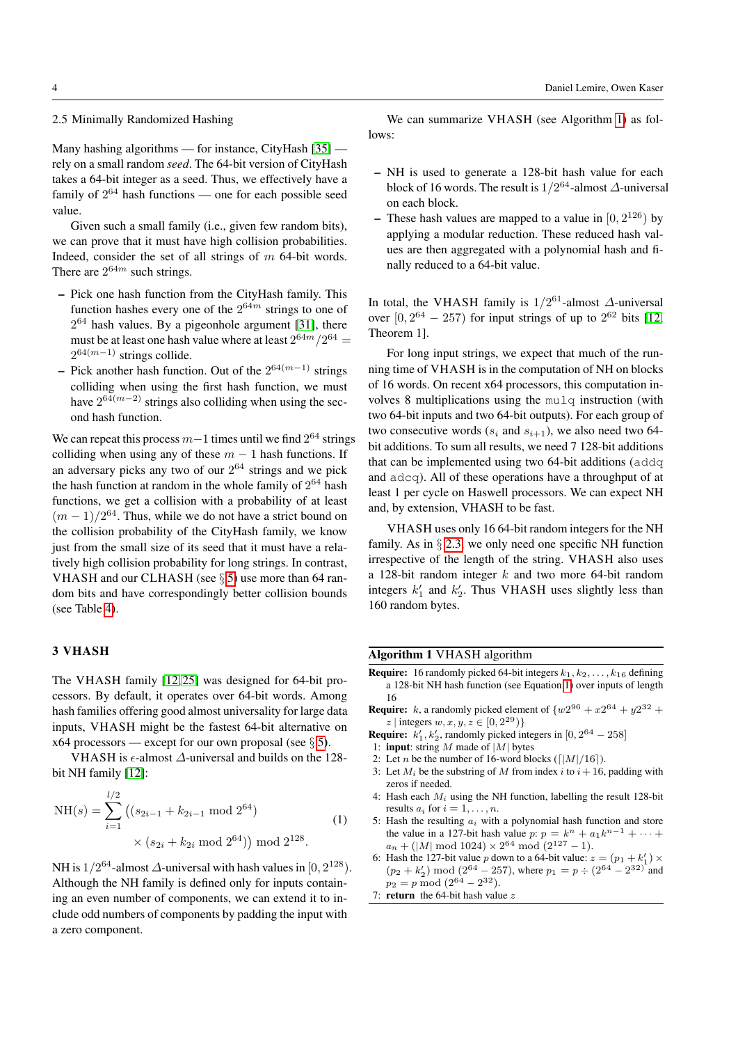## 2.5 Minimally Randomized Hashing

Many hashing algorithms — for instance, CityHash [35] — rely on a small random *seed*. The 64-bit version of CityHash takes a 64-bit integer as a seed. Thus, we effectively have a family of $2^{64}$ hash functions — one for each possible seed value.

Given such a small family (i.e., given few random bits), we can prove that it must have high collision probabilities. Indeed, consider the set of all strings of $m$ 64-bit words. There are $2^{64m}$ such strings.

- Pick one hash function from the CityHash family. This function hashes every one of the $2^{64m}$ strings to one of $2^{64}$ hash values. By a pigeonhole argument [31], there must be at least one hash value where at least $2^{64m}/2^{64} = 2^{64(m-1)}$ strings collide.
- Pick another hash function. Out of the $2^{64(m-1)}$ strings colliding when using the first hash function, we must have $2^{64(m-2)}$ strings also colliding when using the second hash function.

We can repeat this process $m-1$ times until we find $2^{64}$ strings colliding when using any of these $m-1$ hash functions. If an adversary picks any two of our $2^{64}$ strings and we pick the hash function at random in the whole family of $2^{64}$ hash functions, we get a collision with a probability of at least $(m-1)/2^{64}$. Thus, while we do not have a strict bound on the collision probability of the CityHash family, we know just from the small size of its seed that it must have a relatively high collision probability for long strings. In contrast, VHASH and our CLHASH (see § 5) use more than 64 random bits and have correspondingly better collision bounds (see Table 4).

## 3 VHASH

The VHASH family [12, 25] was designed for 64-bit processors. By default, it operates over 64-bit words. Among hash families offering good almost universality for large data inputs, VHASH might be the fastest 64-bit alternative on x64 processors — except for our own proposal (see § 5).

VHASH is $\epsilon$-almost $\Delta$-universal and builds on the 128-bit NH family [12]:

$$\mathrm{NH}(s) = \sum_{i=1}^{l/2} \left( (s_{2i-1} + k_{2i-1} \bmod 2^{64}) \times (s_{2i} + k_{2i} \bmod 2^{64}) \right) \bmod 2^{128}. \tag{1}$$

NH is $1/2^{64}$-almost $\Delta$-universal with hash values in $[0, 2^{128})$. Although the NH family is defined only for inputs containing an even number of components, we can extend it to include odd numbers of components by padding the input with a zero component.

We can summarize VHASH (see Algorithm 1) as follows:

- NH is used to generate a 128-bit hash value for each block of 16 words. The result is $1/2^{64}$-almost $\Delta$-universal on each block.
- These hash values are mapped to a value in $[0, 2^{126})$ by applying a modular reduction. These reduced hash values are then aggregated with a polynomial hash and finally reduced to a 64-bit value.

In total, the VHASH family is $1/2^{61}$-almost $\Delta$-universal over $[0, 2^{64} - 257)$ for input strings of up to $2^{62}$ bits [12, Theorem 1].

For long input strings, we expect that much of the running time of VHASH is in the computation of NH on blocks of 16 words. On recent x64 processors, this computation involves 8 multiplications using the `mulq` instruction (with two 64-bit inputs and two 64-bit outputs). For each group of two consecutive words ($s_i$ and $s_{i+1}$), we also need two 64-bit additions. To sum all results, we need 7 128-bit additions that can be implemented using two 64-bit additions (`addq` and `adcq`). All of these operations have a throughput of at least 1 per cycle on Haswell processors. We can expect NH and, by extension, VHASH to be fast.

VHASH uses only 16 64-bit random integers for the NH family. As in § 2.3, we only need one specific NH function irrespective of the length of the string. VHASH also uses a 128-bit random integer $k$ and two more 64-bit random integers $k'_1$ and $k'_2$. Thus VHASH uses slightly less than 160 random bytes.

**Algorithm 1** VHASH algorithm

**Require:** 16 randomly picked 64-bit integers $k_1, k_2, \ldots, k_{16}$ defining a 128-bit NH hash function (see Equation 1) over inputs of length 16
**Require:** $k$, a randomly picked element of $\{w2^{96} + x2^{64} + y2^{32} + z \mid \text{integers } w, x, y, z \in [0, 2^{29})\}$
**Require:** $k'_1, k'_2$, randomly picked integers in $[0, 2^{64} - 258]$
1: **input**: string $M$ made of $|M|$ bytes
2: Let $n$ be the number of 16-word blocks ($\lceil |M|/16 \rceil$).
3: Let $M_i$ be the substring of $M$ from index $i$ to $i + 16$, padding with zeros if needed.
4: Hash each $M_i$ using the NH function, labelling the result 128-bit results $a_i$ for $i = 1, \ldots, n$.
5: Hash the resulting $a_i$ with a polynomial hash function and store the value in a 127-bit hash value $p$: $p = k^n + a_1 k^{n-1} + \cdots + a_n + (|M| \bmod 1024) \times 2^{64} \bmod (2^{127} - 1)$.
6: Hash the 127-bit value $p$ down to a 64-bit value: $z = (p_1 + k'_1) \times (p_2 + k'_2) \bmod (2^{64} - 257)$, where $p_1 = p \div (2^{64} - 2^{32})$ and $p_2 = p \bmod (2^{64} - 2^{32})$.
7: **return** the 64-bit hash value $z$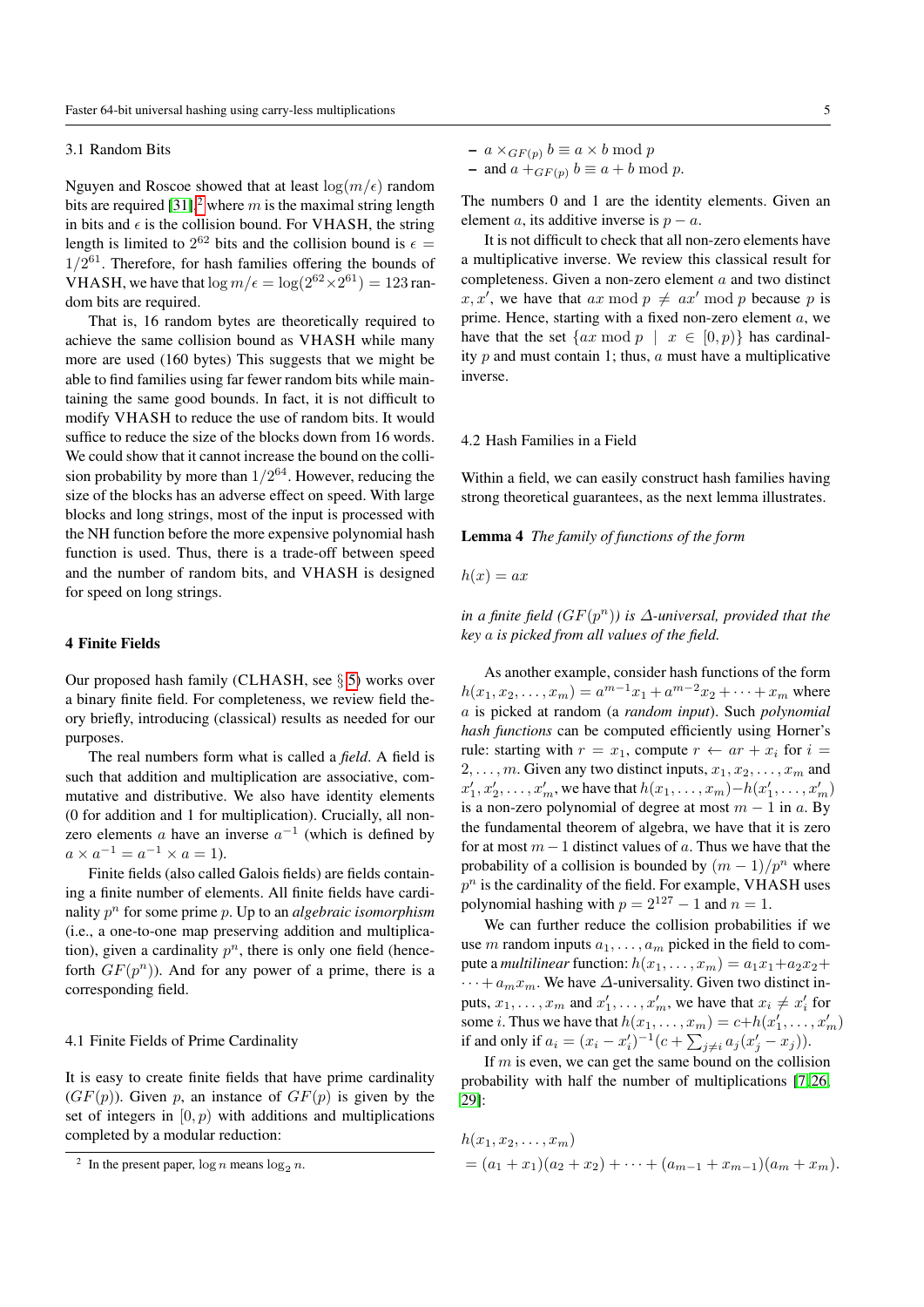### 3.1 Random Bits

Nguyen and Roscoe showed that at least $\log(m/\epsilon)$ random bits are required [31],[2] where $m$ is the maximal string length in bits and $\epsilon$ is the collision bound. For VHASH, the string length is limited to $2^{62}$ bits and the collision bound is $\epsilon = 1/2^{61}$. Therefore, for hash families offering the bounds of VHASH, we have that $\log m/\epsilon = \log(2^{62}\times 2^{61}) = 123$ random bits are required.

That is, 16 random bytes are theoretically required to achieve the same collision bound as VHASH while many more are used (160 bytes) This suggests that we might be able to find families using far fewer random bits while maintaining the same good bounds. In fact, it is not difficult to modify VHASH to reduce the use of random bits. It would suffice to reduce the size of the blocks down from 16 words. We could show that it cannot increase the bound on the collision probability by more than $1/2^{64}$. However, reducing the size of the blocks has an adverse effect on speed. With large blocks and long strings, most of the input is processed with the NH function before the more expensive polynomial hash function is used. Thus, there is a trade-off between speed and the number of random bits, and VHASH is designed for speed on long strings.

## 4 Finite Fields

Our proposed hash family (CLHASH, see § 5) works over a binary finite field. For completeness, we review field theory briefly, introducing (classical) results as needed for our purposes.

The real numbers form what is called a *field*. A field is such that addition and multiplication are associative, commutative and distributive. We also have identity elements (0 for addition and 1 for multiplication). Crucially, all non-zero elements $a$ have an inverse $a^{-1}$ (which is defined by $a \times a^{-1} = a^{-1} \times a = 1$).

Finite fields (also called Galois fields) are fields containing a finite number of elements. All finite fields have cardinality $p^n$ for some prime $p$. Up to an *algebraic isomorphism* (i.e., a one-to-one map preserving addition and multiplication), given a cardinality $p^n$, there is only one field (henceforth $GF(p^n)$). And for any power of a prime, there is a corresponding field.

### 4.1 Finite Fields of Prime Cardinality

It is easy to create finite fields that have prime cardinality ($GF(p)$). Given $p$, an instance of $GF(p)$ is given by the set of integers in $[0, p)$ with additions and multiplications completed by a modular reduction:

- $a \times_{GF(p)} b \equiv a \times b \bmod p$
- and $a +_{GF(p)} b \equiv a + b \bmod p$.

The numbers 0 and 1 are the identity elements. Given an element $a$, its additive inverse is $p - a$.

It is not difficult to check that all non-zero elements have a multiplicative inverse. We review this classical result for completeness. Given a non-zero element $a$ and two distinct $x, x'$, we have that $ax \bmod p \neq ax' \bmod p$ because $p$ is prime. Hence, starting with a fixed non-zero element $a$, we have that the set $\{ax \bmod p \mid x \in [0, p)\}$ has cardinality $p$ and must contain 1; thus, $a$ must have a multiplicative inverse.

### 4.2 Hash Families in a Field

Within a field, we can easily construct hash families having strong theoretical guarantees, as the next lemma illustrates.

**Lemma 4** *The family of functions of the form*

$$h(x) = ax$$

*in a finite field ($GF(p^n)$) is $\Delta$-universal, provided that the key $a$ is picked from all values of the field.*

As another example, consider hash functions of the form $h(x_1, x_2, \ldots, x_m) = a^{m-1}x_1 + a^{m-2}x_2 + \cdots + x_m$ where $a$ is picked at random (a *random input*). Such *polynomial hash functions* can be computed efficiently using Horner's rule: starting with $r = x_1$, compute $r \leftarrow ar + x_i$ for $i = 2, \ldots, m$. Given any two distinct inputs, $x_1, x_2, \ldots, x_m$ and $x'_1, x'_2, \ldots, x'_m$, we have that $h(x_1, \ldots, x_m) - h(x'_1, \ldots, x'_m)$ is a non-zero polynomial of degree at most $m - 1$ in $a$. By the fundamental theorem of algebra, we have that it is zero for at most $m - 1$ distinct values of $a$. Thus we have that the probability of a collision is bounded by $(m - 1)/p^n$ where $p^n$ is the cardinality of the field. For example, VHASH uses polynomial hashing with $p = 2^{127} - 1$ and $n = 1$.

We can further reduce the collision probabilities if we use $m$ random inputs $a_1, \ldots, a_m$ picked in the field to compute a *multilinear* function: $h(x_1, \ldots, x_m) = a_1x_1 + a_2x_2 + \cdots + a_mx_m$. We have $\Delta$-universality. Given two distinct inputs, $x_1, \ldots, x_m$ and $x'_1, \ldots, x'_m$, we have that $x_i \neq x'_i$ for some $i$. Thus we have that $h(x_1, \ldots, x_m) = c + h(x'_1, \ldots, x'_m)$ if and only if $a_i = (x_i - x'_i)^{-1}(c + \sum_{j \neq i} a_j(x'_j - x_j))$.

If $m$ is even, we can get the same bound on the collision probability with half the number of multiplications [7, 26, 29]:

$$h(x_1, x_2, \ldots, x_m) \\ = (a_1 + x_1)(a_2 + x_2) + \cdots + (a_{m-1} + x_{m-1})(a_m + x_m).$$

[2] In the present paper, $\log n$ means $\log_2 n$.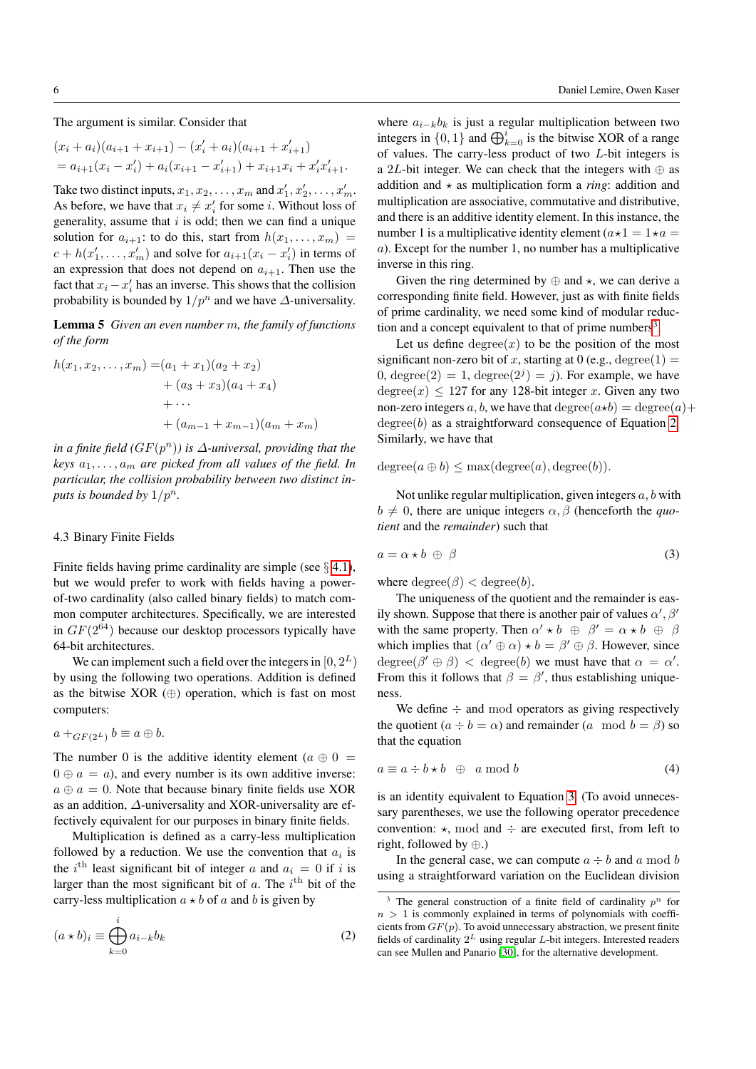The argument is similar. Consider that

$$
\begin{aligned}
&(x_i + a_i)(a_{i+1} + x_{i+1}) - (x'_i + a_i)(a_{i+1} + x'_{i+1}) \\
&= a_{i+1}(x_i - x'_i) + a_i(x_{i+1} - x'_{i+1}) + x_{i+1}x_i + x'_i x'_{i+1}.
\end{aligned}
$$

Take two distinct inputs, $x_1, x_2, \ldots, x_m$ and $x'_1, x'_2, \ldots, x'_m$. As before, we have that $x_i \neq x'_i$ for some $i$. Without loss of generality, assume that $i$ is odd; then we can find a unique solution for $a_{i+1}$: to do this, start from $h(x_1, \ldots, x_m) = c + h(x'_1, \ldots, x'_m)$ and solve for $a_{i+1}(x_i - x'_i)$ in terms of an expression that does not depend on $a_{i+1}$. Then use the fact that $x_i - x'_i$ has an inverse. This shows that the collision probability is bounded by $1/p^n$ and we have $\Delta$-universality.

**Lemma 5** *Given an even number $m$, the family of functions of the form*

$$
\begin{aligned}
h(x_1, x_2, \ldots, x_m) = &(a_1 + x_1)(a_2 + x_2) \\
&+ (a_3 + x_3)(a_4 + x_4) \\
&+ \cdots \\
&+ (a_{m-1} + x_{m-1})(a_m + x_m)
\end{aligned}
$$

*in a finite field ($GF(p^n)$) is $\Delta$-universal, providing that the keys $a_1, \ldots, a_m$ are picked from all values of the field. In particular, the collision probability between two distinct inputs is bounded by $1/p^n$.*

### 4.3 Binary Finite Fields

Finite fields having prime cardinality are simple (see § 4.1), but we would prefer to work with fields having a power-of-two cardinality (also called binary fields) to match common computer architectures. Specifically, we are interested in $GF(2^{64})$ because our desktop processors typically have 64-bit architectures.

We can implement such a field over the integers in $[0, 2^L)$ by using the following two operations. Addition is defined as the bitwise XOR ($\oplus$) operation, which is fast on most computers:

$$a +_{GF(2^L)} b \equiv a \oplus b.$$

The number 0 is the additive identity element ($a \oplus 0 = 0 \oplus a = a$), and every number is its own additive inverse: $a \oplus a = 0$. Note that because binary finite fields use XOR as an addition, $\Delta$-universality and XOR-universality are effectively equivalent for our purposes in binary finite fields.

Multiplication is defined as a carry-less multiplication followed by a reduction. We use the convention that $a_i$ is the $i^{\text{th}}$ least significant bit of integer $a$ and $a_i = 0$ if $i$ is larger than the most significant bit of $a$. The $i^{\text{th}}$ bit of the carry-less multiplication $a \star b$ of $a$ and $b$ is given by

$$(a \star b)_i \equiv \bigoplus_{k=0}^{i} a_{i-k} b_k \tag{2}$$

where $a_{i-k}b_k$ is just a regular multiplication between two integers in $\{0, 1\}$ and $\bigoplus_{k=0}^{i}$ is the bitwise XOR of a range of values. The carry-less product of two $L$-bit integers is a $2L$-bit integer. We can check that the integers with $\oplus$ as addition and $\star$ as multiplication form a *ring*: addition and multiplication are associative, commutative and distributive, and there is an additive identity element. In this instance, the number 1 is a multiplicative identity element ($a \star 1 = 1 \star a = a$). Except for the number 1, no number has a multiplicative inverse in this ring.

Given the ring determined by $\oplus$ and $\star$, we can derive a corresponding finite field. However, just as with finite fields of prime cardinality, we need some kind of modular reduction and a concept equivalent to that of prime numbers[3].

Let us define $\text{degree}(x)$ to be the position of the most significant non-zero bit of $x$, starting at 0 (e.g., $\text{degree}(1) = 0$, $\text{degree}(2) = 1$, $\text{degree}(2^j) = j$). For example, we have $\text{degree}(x) \leq 127$ for any 128-bit integer $x$. Given any two non-zero integers $a, b$, we have that $\text{degree}(a \star b) = \text{degree}(a) + \text{degree}(b)$ as a straightforward consequence of Equation 2. Similarly, we have that

$$\text{degree}(a \oplus b) \leq \max(\text{degree}(a), \text{degree}(b)).$$

Not unlike regular multiplication, given integers $a, b$ with $b \neq 0$, there are unique integers $\alpha, \beta$ (henceforth the *quotient* and the *remainder*) such that

$$a = \alpha \star b \;\oplus\; \beta \tag{3}$$

where $\text{degree}(\beta) < \text{degree}(b)$.

The uniqueness of the quotient and the remainder is easily shown. Suppose that there is another pair of values $\alpha', \beta'$ with the same property. Then $\alpha' \star b \;\oplus\; \beta' = \alpha \star b \;\oplus\; \beta$ which implies that $(\alpha' \oplus \alpha) \star b = \beta' \oplus \beta$. However, since $\text{degree}(\beta' \oplus \beta) < \text{degree}(b)$ we must have that $\alpha = \alpha'$. From this it follows that $\beta = \beta'$, thus establishing uniqueness.

We define $\div$ and $\text{mod}$ operators as giving respectively the quotient ($a \div b = \alpha$) and remainder ($a \mod b = \beta$) so that the equation

$$a \equiv a \div b \star b \;\oplus\; a \bmod b \tag{4}$$

is an identity equivalent to Equation 3. (To avoid unnecessary parentheses, we use the following operator precedence convention: $\star$, $\text{mod}$ and $\div$ are executed first, from left to right, followed by $\oplus$.)

In the general case, we can compute $a \div b$ and $a \bmod b$ using a straightforward variation on the Euclidean division

---

[3] The general construction of a finite field of cardinality $p^n$ for $n > 1$ is commonly explained in terms of polynomials with coefficients from $GF(p)$. To avoid unnecessary abstraction, we present finite fields of cardinality $2^L$ using regular $L$-bit integers. Interested readers can see Mullen and Panario [30], for the alternative development.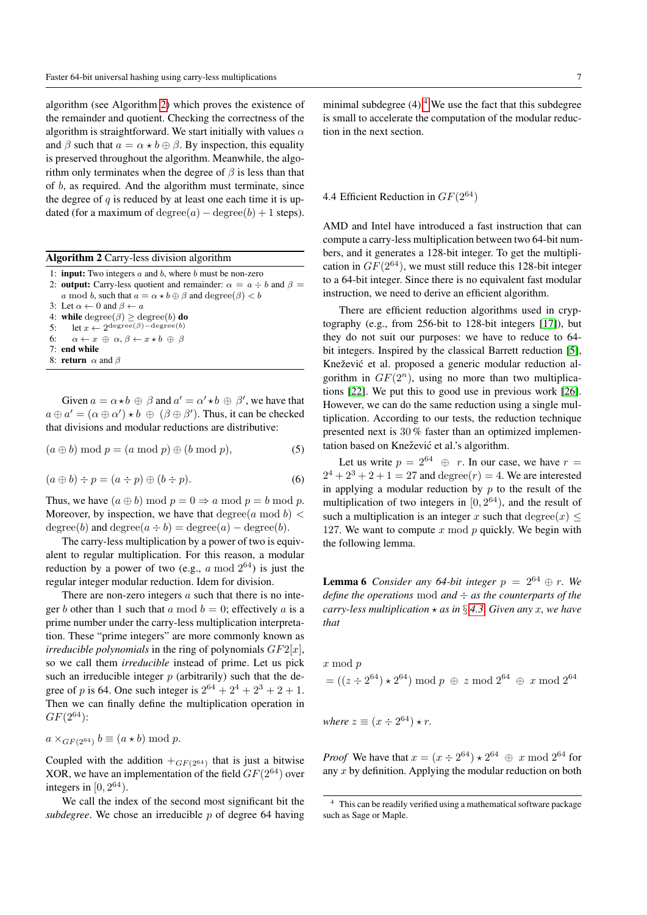algorithm (see Algorithm 2) which proves the existence of the remainder and quotient. Checking the correctness of the algorithm is straightforward. We start initially with values $\alpha$ and $\beta$ such that $a = \alpha \star b \oplus \beta$. By inspection, this equality is preserved throughout the algorithm. Meanwhile, the algorithm only terminates when the degree of $\beta$ is less than that of $b$, as required. And the algorithm must terminate, since the degree of $q$ is reduced by at least one each time it is updated (for a maximum of $\text{degree}(a) - \text{degree}(b) + 1$ steps).

**Algorithm 2** Carry-less division algorithm

1: **input:** Two integers $a$ and $b$, where $b$ must be non-zero
2: **output:** Carry-less quotient and remainder: $\alpha = a \div b$ and $\beta = a \bmod b$, such that $a = \alpha \star b \oplus \beta$ and $\text{degree}(\beta) < b$
3: Let $\alpha \leftarrow 0$ and $\beta \leftarrow a$
4: **while** $\text{degree}(\beta) \geq \text{degree}(b)$ **do**
5: &nbsp;&nbsp;&nbsp;let $x \leftarrow 2^{\text{degree}(\beta) - \text{degree}(b)}$
6: &nbsp;&nbsp;&nbsp;$\alpha \leftarrow x \oplus \alpha, \beta \leftarrow x \star b \oplus \beta$
7: **end while**
8: **return** $\alpha$ and $\beta$

Given $a = \alpha \star b \oplus \beta$ and $a' = \alpha' \star b \oplus \beta'$, we have that $a \oplus a' = (\alpha \oplus \alpha') \star b \oplus (\beta \oplus \beta')$. Thus, it can be checked that divisions and modular reductions are distributive:

$$(a \oplus b) \bmod p = (a \bmod p) \oplus (b \bmod p), \tag{5}$$

$$(a \oplus b) \div p = (a \div p) \oplus (b \div p). \tag{6}$$

Thus, we have $(a \oplus b) \bmod p = 0 \Rightarrow a \bmod p = b \bmod p$. Moreover, by inspection, we have that $\text{degree}(a \bmod b) < \text{degree}(b)$ and $\text{degree}(a \div b) = \text{degree}(a) - \text{degree}(b)$.

The carry-less multiplication by a power of two is equivalent to regular multiplication. For this reason, a modular reduction by a power of two (e.g., $a \bmod 2^{64}$) is just the regular integer modular reduction. Idem for division.

There are non-zero integers $a$ such that there is no integer $b$ other than 1 such that $a \bmod b = 0$; effectively $a$ is a prime number under the carry-less multiplication interpretation. These "prime integers" are more commonly known as *irreducible polynomials* in the ring of polynomials $GF2[x]$, so we call them *irreducible* instead of prime. Let us pick such an irreducible integer $p$ (arbitrarily) such that the degree of $p$ is 64. One such integer is $2^{64} + 2^4 + 2^3 + 2 + 1$. Then we can finally define the multiplication operation in $GF(2^{64})$:

$$a \times_{GF(2^{64})} b \equiv (a \star b) \bmod p.$$

Coupled with the addition $+_{GF(2^{64})}$ that is just a bitwise XOR, we have an implementation of the field $GF(2^{64})$ over integers in $[0, 2^{64})$.

We call the index of the second most significant bit the *subdegree*. We chose an irreducible $p$ of degree 64 having minimal subdegree (4).[4] We use the fact that this subdegree is small to accelerate the computation of the modular reduction in the next section.

## 4.4 Efficient Reduction in $GF(2^{64})$

AMD and Intel have introduced a fast instruction that can compute a carry-less multiplication between two 64-bit numbers, and it generates a 128-bit integer. To get the multiplication in $GF(2^{64})$, we must still reduce this 128-bit integer to a 64-bit integer. Since there is no equivalent fast modular instruction, we need to derive an efficient algorithm.

There are efficient reduction algorithms used in cryptography (e.g., from 256-bit to 128-bit integers [17]), but they do not suit our purposes: we have to reduce to 64-bit integers. Inspired by the classical Barrett reduction [5], Knežević et al. proposed a generic modular reduction algorithm in $GF(2^n)$, using no more than two multiplications [22]. We put this to good use in previous work [26]. However, we can do the same reduction using a single multiplication. According to our tests, the reduction technique presented next is 30 % faster than an optimized implementation based on Knežević et al.'s algorithm.

Let us write $p = 2^{64} \oplus r$. In our case, we have $r = 2^4 + 2^3 + 2 + 1 = 27$ and $\text{degree}(r) = 4$. We are interested in applying a modular reduction by $p$ to the result of the multiplication of two integers in $[0, 2^{64})$, and the result of such a multiplication is an integer $x$ such that $\text{degree}(x) \leq 127$. We want to compute $x \bmod p$ quickly. We begin with the following lemma.

**Lemma 6** *Consider any 64-bit integer $p = 2^{64} \oplus r$. We define the operations* mod *and $\div$ as the counterparts of the carry-less multiplication $\star$ as in § 4.3. Given any $x$, we have that*

$$x \bmod p$$
$$= ((z \div 2^{64}) \star 2^{64}) \bmod p \oplus z \bmod 2^{64} \oplus x \bmod 2^{64}$$

*where $z \equiv (x \div 2^{64}) \star r$.*

*Proof* We have that $x = (x \div 2^{64}) \star 2^{64} \oplus x \bmod 2^{64}$ for any $x$ by definition. Applying the modular reduction on both

[4] This can be readily verified using a mathematical software package such as Sage or Maple.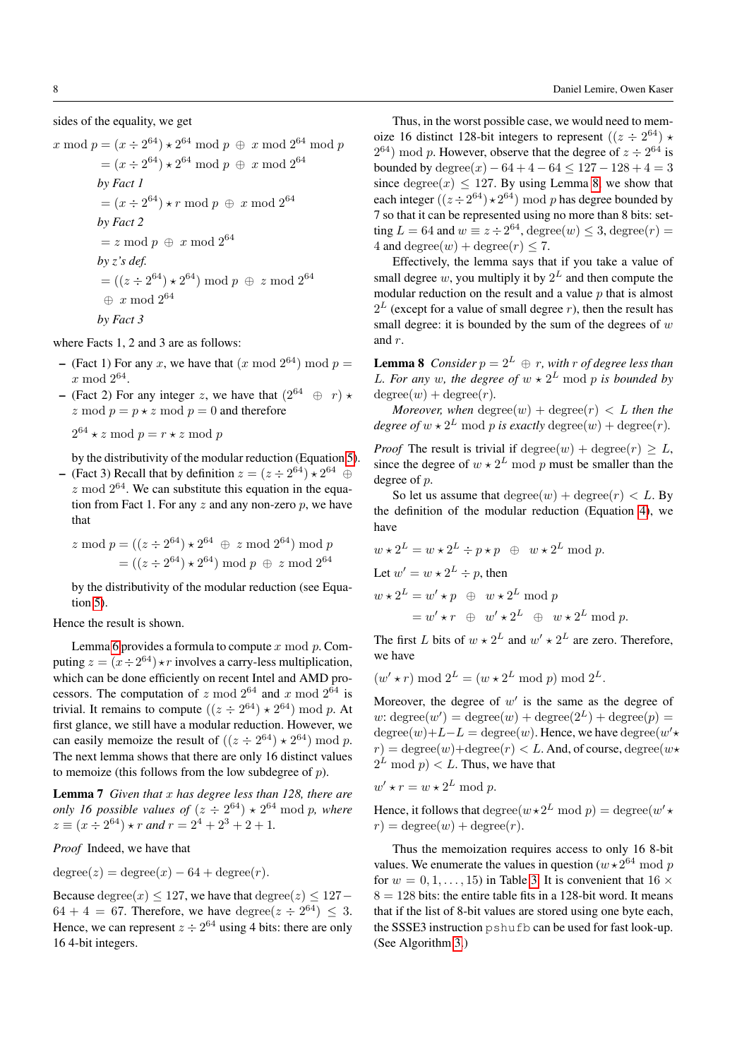sides of the equality, we get

$$
\begin{aligned}
x \bmod p &= (x \div 2^{64}) \star 2^{64} \bmod p \;\oplus\; x \bmod 2^{64} \bmod p \\
&= (x \div 2^{64}) \star 2^{64} \bmod p \;\oplus\; x \bmod 2^{64} \\
&\quad \textit{by Fact 1} \\
&= (x \div 2^{64}) \star r \bmod p \;\oplus\; x \bmod 2^{64} \\
&\quad \textit{by Fact 2} \\
&= z \bmod p \;\oplus\; x \bmod 2^{64} \\
&\quad \textit{by } z\textit{'s def.} \\
&= ((z \div 2^{64}) \star 2^{64}) \bmod p \;\oplus\; z \bmod 2^{64} \\
&\quad \oplus\; x \bmod 2^{64} \\
&\quad \textit{by Fact 3}
\end{aligned}
$$

where Facts 1, 2 and 3 are as follows:

- (Fact 1) For any $x$, we have that $(x \bmod 2^{64}) \bmod p = x \bmod 2^{64}$.
- (Fact 2) For any integer $z$, we have that $(2^{64} \oplus r) \star z \bmod p = p \star z \bmod p = 0$ and therefore

  $$2^{64} \star z \bmod p = r \star z \bmod p$$

  by the distributivity of the modular reduction (Equation 5).
- (Fact 3) Recall that by definition $z = (z \div 2^{64}) \star 2^{64} \oplus z \bmod 2^{64}$. We can substitute this equation in the equation from Fact 1. For any $z$ and any non-zero $p$, we have that

  $$
  \begin{aligned}
  z \bmod p &= ((z \div 2^{64}) \star 2^{64} \;\oplus\; z \bmod 2^{64}) \bmod p \\
  &= ((z \div 2^{64}) \star 2^{64}) \bmod p \;\oplus\; z \bmod 2^{64}
  \end{aligned}
  $$

  by the distributivity of the modular reduction (see Equation 5).

Hence the result is shown.

Lemma 6 provides a formula to compute $x \bmod p$. Computing $z = (x \div 2^{64}) \star r$ involves a carry-less multiplication, which can be done efficiently on recent Intel and AMD processors. The computation of $z \bmod 2^{64}$ and $x \bmod 2^{64}$ is trivial. It remains to compute $((z \div 2^{64}) \star 2^{64}) \bmod p$. At first glance, we still have a modular reduction. However, we can easily memoize the result of $((z \div 2^{64}) \star 2^{64}) \bmod p$. The next lemma shows that there are only 16 distinct values to memoize (this follows from the low subdegree of $p$).

**Lemma 7** *Given that $x$ has degree less than 128, there are only 16 possible values of $(z \div 2^{64}) \star 2^{64} \bmod p$, where $z \equiv (x \div 2^{64}) \star r$ and $r = 2^4 + 2^3 + 2 + 1$.*

*Proof* Indeed, we have that

$$\text{degree}(z) = \text{degree}(x) - 64 + \text{degree}(r).$$

Because $\text{degree}(x) \leq 127$, we have that $\text{degree}(z) \leq 127 - 64 + 4 = 67$. Therefore, we have $\text{degree}(z \div 2^{64}) \leq 3$. Hence, we can represent $z \div 2^{64}$ using 4 bits: there are only 16 4-bit integers.

Thus, in the worst possible case, we would need to memoize 16 distinct 128-bit integers to represent $((z \div 2^{64}) \star 2^{64}) \bmod p$. However, observe that the degree of $z \div 2^{64}$ is bounded by $\text{degree}(x) - 64 + 4 - 64 \leq 127 - 128 + 4 = 3$ since $\text{degree}(x) \leq 127$. By using Lemma 8, we show that each integer $((z \div 2^{64}) \star 2^{64}) \bmod p$ has degree bounded by 7 so that it can be represented using no more than 8 bits: setting $L = 64$ and $w \equiv z \div 2^{64}$, $\text{degree}(w) \leq 3$, $\text{degree}(r) = 4$ and $\text{degree}(w) + \text{degree}(r) \leq 7$.

Effectively, the lemma says that if you take a value of small degree $w$, you multiply it by $2^L$ and then compute the modular reduction on the result and a value $p$ that is almost $2^L$ (except for a value of small degree $r$), then the result has small degree: it is bounded by the sum of the degrees of $w$ and $r$.

**Lemma 8** *Consider $p = 2^L \oplus r$, with $r$ of degree less than $L$. For any $w$, the degree of $w \star 2^L \bmod p$ is bounded by $\text{degree}(w) + \text{degree}(r)$.*

*Moreover, when $\text{degree}(w) + \text{degree}(r) < L$ then the degree of $w \star 2^L \bmod p$ is exactly $\text{degree}(w) + \text{degree}(r)$.*

*Proof* The result is trivial if $\text{degree}(w) + \text{degree}(r) \geq L$, since the degree of $w \star 2^L \bmod p$ must be smaller than the degree of $p$.

So let us assume that $\text{degree}(w) + \text{degree}(r) < L$. By the definition of the modular reduction (Equation 4), we have

$$w \star 2^L = w \star 2^L \div p \star p \;\oplus\; w \star 2^L \bmod p.$$

Let $w' = w \star 2^L \div p$, then

$$
\begin{aligned}
w \star 2^L &= w' \star p \;\oplus\; w \star 2^L \bmod p \\
&= w' \star r \;\oplus\; w' \star 2^L \;\oplus\; w \star 2^L \bmod p.
\end{aligned}
$$

The first $L$ bits of $w \star 2^L$ and $w' \star 2^L$ are zero. Therefore, we have

$$(w' \star r) \bmod 2^L = (w \star 2^L \bmod p) \bmod 2^L.$$

Moreover, the degree of $w'$ is the same as the degree of $w$: $\text{degree}(w') = \text{degree}(w) + \text{degree}(2^L) + \text{degree}(p) = \text{degree}(w) + L - L = \text{degree}(w)$. Hence, we have $\text{degree}(w' \star r) = \text{degree}(w) + \text{degree}(r) < L$. And, of course, $\text{degree}(w \star 2^L \bmod p) < L$. Thus, we have that

$$w' \star r = w \star 2^L \bmod p.$$

Hence, it follows that $\text{degree}(w \star 2^L \bmod p) = \text{degree}(w' \star r) = \text{degree}(w) + \text{degree}(r)$.

Thus the memoization requires access to only 16 8-bit values. We enumerate the values in question ($w \star 2^{64} \bmod p$ for $w = 0, 1, \ldots, 15$) in Table 3. It is convenient that $16 \times 8 = 128$ bits: the entire table fits in a 128-bit word. It means that if the list of 8-bit values are stored using one byte each, the SSSE3 instruction `pshufb` can be used for fast look-up. (See Algorithm 3.)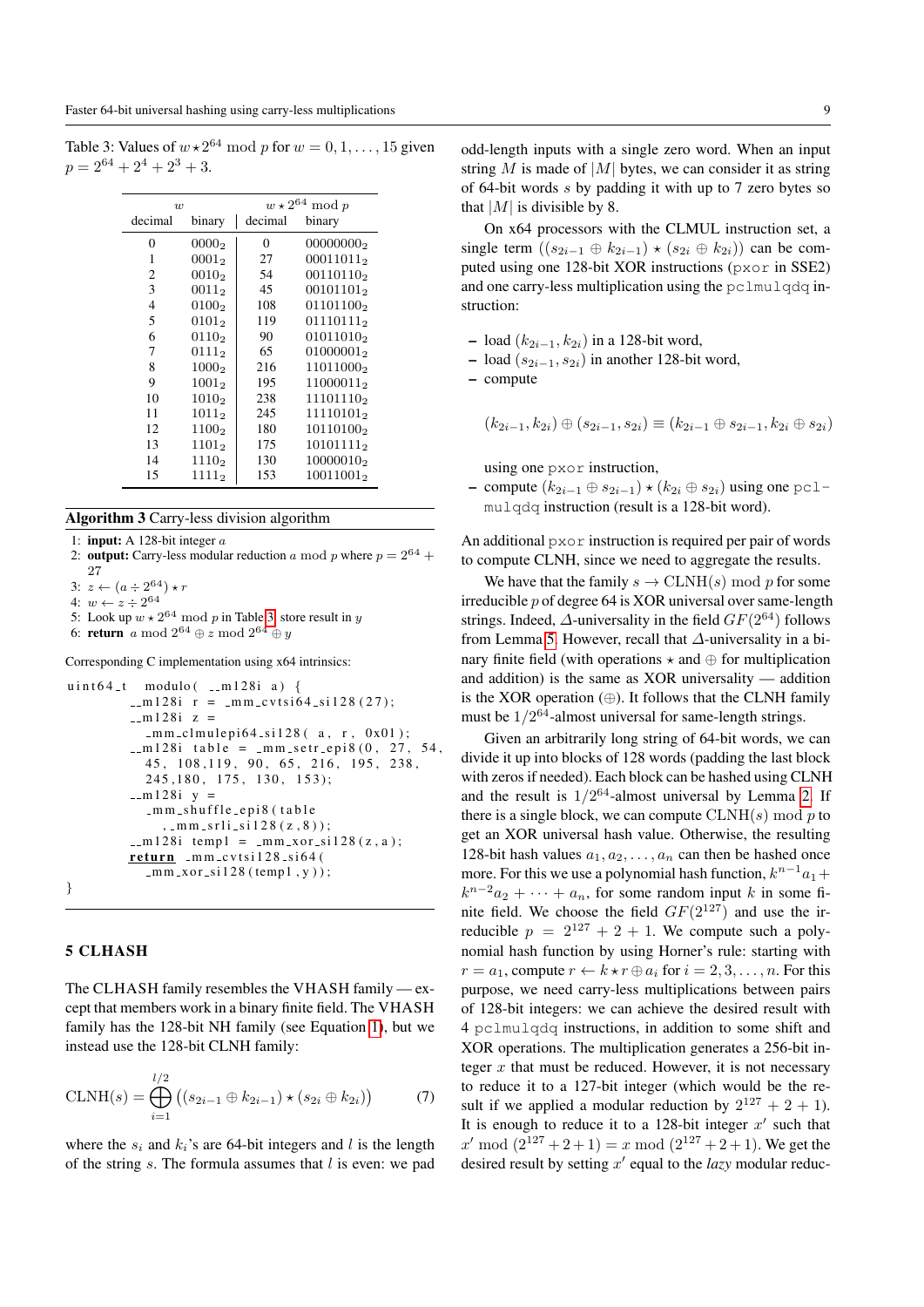Table 3: Values of $w \star 2^{64} \bmod p$ for $w = 0, 1, \ldots, 15$ given $p = 2^{64} + 2^4 + 2^3 + 3$.

| $w$ | | $w \star 2^{64} \bmod p$ | |
|---|---|---|---|
| decimal | binary | decimal | binary |
| 0 | $0000_2$ | 0 | $00000000_2$ |
| 1 | $0001_2$ | 27 | $00011011_2$ |
| 2 | $0010_2$ | 54 | $00110110_2$ |
| 3 | $0011_2$ | 45 | $00101101_2$ |
| 4 | $0100_2$ | 108 | $01101100_2$ |
| 5 | $0101_2$ | 119 | $01110111_2$ |
| 6 | $0110_2$ | 90 | $01011010_2$ |
| 7 | $0111_2$ | 65 | $01000001_2$ |
| 8 | $1000_2$ | 216 | $11011000_2$ |
| 9 | $1001_2$ | 195 | $11000011_2$ |
| 10 | $1010_2$ | 238 | $11101110_2$ |
| 11 | $1011_2$ | 245 | $11110101_2$ |
| 12 | $1100_2$ | 180 | $10110100_2$ |
| 13 | $1101_2$ | 175 | $10101111_2$ |
| 14 | $1110_2$ | 130 | $10000010_2$ |
| 15 | $1111_2$ | 153 | $10011001_2$ |

**Algorithm 3** Carry-less division algorithm

1: **input:** A 128-bit integer $a$
2: **output:** Carry-less modular reduction $a \bmod p$ where $p = 2^{64} + 27$
3: $z \leftarrow (a \div 2^{64}) \star r$
4: $w \leftarrow z \div 2^{64}$
5: Look up $w \star 2^{64} \bmod p$ in Table 3, store result in $y$
6: **return** $a \bmod 2^{64} \oplus z \bmod 2^{64} \oplus y$

Corresponding C implementation using x64 intrinsics:

```
uint64_t   modulo( __m128i a) {
        __m128i r = _mm_cvtsi64_si128(27);
        __m128i z =
          _mm_clmulepi64_si128( a, r, 0x01);
        __m128i table = _mm_setr_epi8(0, 27, 54,
          45, 108,119, 90, 65, 216, 195, 238,
          245,180, 175, 130, 153);
        __m128i y =
          _mm_shuffle_epi8(table
            ,_mm_srli_si128(z,8));
        __m128i temp1 = _mm_xor_si128(z,a);
        return _mm_cvtsi128_si64(
          _mm_xor_si128(temp1,y));
}
```

## 5 CLHASH

The CLHASH family resembles the VHASH family — except that members work in a binary finite field. The VHASH family has the 128-bit NH family (see Equation 1), but we instead use the 128-bit CLNH family:

$$\mathrm{CLNH}(s) = \bigoplus_{i=1}^{l/2} \left( (s_{2i-1} \oplus k_{2i-1}) \star (s_{2i} \oplus k_{2i}) \right) \tag{7}$$

where the $s_i$ and $k_i$'s are 64-bit integers and $l$ is the length of the string $s$. The formula assumes that $l$ is even: we pad odd-length inputs with a single zero word. When an input string $M$ is made of $|M|$ bytes, we can consider it as string of 64-bit words $s$ by padding it with up to 7 zero bytes so that $|M|$ is divisible by 8.

On x64 processors with the CLMUL instruction set, a single term $((s_{2i-1} \oplus k_{2i-1}) \star (s_{2i} \oplus k_{2i}))$ can be computed using one 128-bit XOR instructions (`pxor` in SSE2) and one carry-less multiplication using the `pclmulqdq` instruction:

– load $(k_{2i-1}, k_{2i})$ in a 128-bit word,
– load $(s_{2i-1}, s_{2i})$ in another 128-bit word,
– compute

$$(k_{2i-1}, k_{2i}) \oplus (s_{2i-1}, s_{2i}) \equiv (k_{2i-1} \oplus s_{2i-1}, k_{2i} \oplus s_{2i})$$

using one `pxor` instruction,
– compute $(k_{2i-1} \oplus s_{2i-1}) \star (k_{2i} \oplus s_{2i})$ using one `pclmulqdq` instruction (result is a 128-bit word).

An additional `pxor` instruction is required per pair of words to compute CLNH, since we need to aggregate the results.

We have that the family $s \to \mathrm{CLNH}(s) \bmod p$ for some irreducible $p$ of degree 64 is XOR universal over same-length strings. Indeed, $\Delta$-universality in the field $GF(2^{64})$ follows from Lemma 5. However, recall that $\Delta$-universality in a binary finite field (with operations $\star$ and $\oplus$ for multiplication and addition) is the same as XOR universality — addition is the XOR operation ($\oplus$). It follows that the CLNH family must be $1/2^{64}$-almost universal for same-length strings.

Given an arbitrarily long string of 64-bit words, we can divide it up into blocks of 128 words (padding the last block with zeros if needed). Each block can be hashed using CLNH and the result is $1/2^{64}$-almost universal by Lemma 2. If there is a single block, we can compute $\mathrm{CLNH}(s) \bmod p$ to get an XOR universal hash value. Otherwise, the resulting 128-bit hash values $a_1, a_2, \ldots, a_n$ can then be hashed once more. For this we use a polynomial hash function, $k^{n-1}a_1 + k^{n-2}a_2 + \cdots + a_n$, for some random input $k$ in some finite field. We choose the field $GF(2^{127})$ and use the irreducible $p = 2^{127} + 2 + 1$. We compute such a polynomial hash function by using Horner's rule: starting with $r = a_1$, compute $r \leftarrow k \star r \oplus a_i$ for $i = 2, 3, \ldots, n$. For this purpose, we need carry-less multiplications between pairs of 128-bit integers: we can achieve the desired result with 4 `pclmulqdq` instructions, in addition to some shift and XOR operations. The multiplication generates a 256-bit integer $x$ that must be reduced. However, it is not necessary to reduce it to a 127-bit integer (which would be the result if we applied a modular reduction by $2^{127} + 2 + 1$). It is enough to reduce it to a 128-bit integer $x'$ such that $x' \bmod (2^{127} + 2 + 1) = x \bmod (2^{127} + 2 + 1)$. We get the desired result by setting $x'$ equal to the *lazy* modular reduc-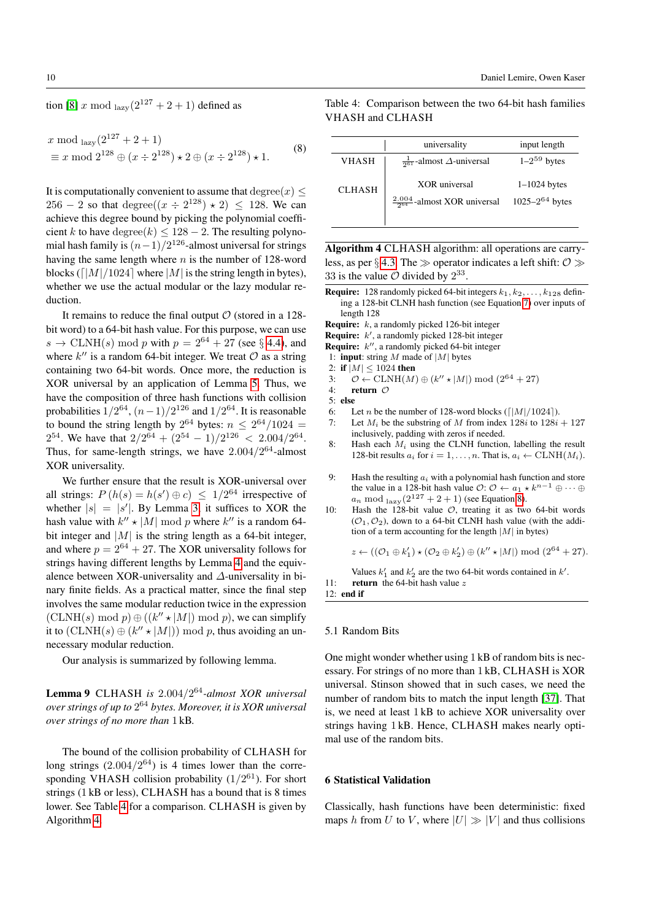tion [8] $x \bmod {}_{\text{lazy}}(2^{127}+2+1)$ defined as

$$x \bmod {}_{\text{lazy}}(2^{127}+2+1) \equiv x \bmod 2^{128} \oplus (x \div 2^{128}) \star 2 \oplus (x \div 2^{128}) \star 1. \tag{8}$$

It is computationally convenient to assume that $\text{degree}(x) \le 256-2$ so that $\text{degree}((x \div 2^{128}) \star 2) \le 128$. We can achieve this degree bound by picking the polynomial coefficient $k$ to have $\text{degree}(k) \le 128-2$. The resulting polynomial hash family is $(n-1)/2^{126}$-almost universal for strings having the same length where $n$ is the number of 128-word blocks ($\lceil |M|/1024 \rceil$ where $|M|$ is the string length in bytes), whether we use the actual modular or the lazy modular reduction.

It remains to reduce the final output $\mathcal{O}$ (stored in a 128-bit word) to a 64-bit hash value. For this purpose, we can use $s \to \text{CLNH}(s) \bmod p$ with $p = 2^{64}+27$ (see § 4.4), and where $k''$ is a random 64-bit integer. We treat $\mathcal{O}$ as a string containing two 64-bit words. Once more, the reduction is XOR universal by an application of Lemma 5. Thus, we have the composition of three hash functions with collision probabilities $1/2^{64}$, $(n-1)/2^{126}$ and $1/2^{64}$. It is reasonable to bound the string length by $2^{64}$ bytes: $n \le 2^{64}/1024 = 2^{54}$. We have that $2/2^{64} + (2^{54}-1)/2^{126} < 2.004/2^{64}$. Thus, for same-length strings, we have $2.004/2^{64}$-almost XOR universality.

We further ensure that the result is XOR-universal over all strings: $P(h(s) = h(s') \oplus c) \le 1/2^{64}$ irrespective of whether $|s| = |s'|$. By Lemma 3, it suffices to XOR the hash value with $k'' \star |M| \bmod p$ where $k''$ is a random 64-bit integer and $|M|$ is the string length as a 64-bit integer, and where $p = 2^{64}+27$. The XOR universality follows for strings having different lengths by Lemma 4 and the equivalence between XOR-universality and $\Delta$-universality in binary finite fields. As a practical matter, since the final step involves the same modular reduction twice in the expression $(\text{CLNH}(s) \bmod p) \oplus ((k'' \star |M|) \bmod p)$, we can simplify it to $(\text{CLNH}(s) \oplus (k'' \star |M|)) \bmod p$, thus avoiding an unnecessary modular reduction.

Our analysis is summarized by following lemma.

**Lemma 9** CLHASH *is $2.004/2^{64}$-almost XOR universal over strings of up to $2^{64}$ bytes. Moreover, it is XOR universal over strings of no more than* 1 kB.

The bound of the collision probability of CLHASH for long strings ($2.004/2^{64}$) is 4 times lower than the corresponding VHASH collision probability ($1/2^{61}$). For short strings (1 kB or less), CLHASH has a bound that is 8 times lower. See Table 4 for a comparison. CLHASH is given by Algorithm 4.

Table 4: Comparison between the two 64-bit hash families VHASH and CLHASH

| | universality | input length |
|---|---|---|
| VHASH | $\frac{1}{2^{61}}$-almost $\Delta$-universal | 1–$2^{59}$ bytes |
| CLHASH | XOR universal | 1–1024 bytes |
| | $\frac{2.004}{2^{64}}$-almost XOR universal | 1025–$2^{64}$ bytes |

**Algorithm 4** CLHASH algorithm: all operations are carry-less, as per § 4.3. The $\gg$ operator indicates a left shift: $\mathcal{O} \gg 33$ is the value $\mathcal{O}$ divided by $2^{33}$.

**Require:** 128 randomly picked 64-bit integers $k_1, k_2, \ldots, k_{128}$ defining a 128-bit CLNH hash function (see Equation 7) over inputs of length 128
**Require:** $k$, a randomly picked 126-bit integer
**Require:** $k'$, a randomly picked 128-bit integer
**Require:** $k''$, a randomly picked 64-bit integer
1: **input**: string $M$ made of $|M|$ bytes
2: **if** $|M| \le 1024$ **then**
3: $\quad\mathcal{O} \leftarrow \text{CLNH}(M) \oplus (k'' \star |M|) \bmod (2^{64}+27)$
4: $\quad$**return** $\mathcal{O}$
5: **else**
6: $\quad$Let $n$ be the number of 128-word blocks ($\lceil |M|/1024 \rceil$).
7: $\quad$Let $M_i$ be the substring of $M$ from index $128i$ to $128i+127$ inclusively, padding with zeros if needed.
8: $\quad$Hash each $M_i$ using the CLNH function, labelling the result 128-bit results $a_i$ for $i = 1, \ldots, n$. That is, $a_i \leftarrow \text{CLNH}(M_i)$.
9: $\quad$Hash the resulting $a_i$ with a polynomial hash function and store the value in a 128-bit hash value $\mathcal{O}$: $\mathcal{O} \leftarrow a_1 \star k^{n-1} \oplus \cdots \oplus a_n \bmod {}_{\text{lazy}}(2^{127}+2+1)$ (see Equation 8).
10: $\quad$Hash the 128-bit value $\mathcal{O}$, treating it as two 64-bit words $(\mathcal{O}_1, \mathcal{O}_2)$, down to a 64-bit CLNH hash value (with the addition of a term accounting for the length $|M|$ in bytes)

$$z \leftarrow ((\mathcal{O}_1 \oplus k'_1) \star (\mathcal{O}_2 \oplus k'_2)) \oplus (k'' \star |M|) \bmod (2^{64}+27).$$

$\quad$Values $k'_1$ and $k'_2$ are the two 64-bit words contained in $k'$.
11: $\quad$**return** the 64-bit hash value $z$
12: **end if**

### 5.1 Random Bits

One might wonder whether using 1 kB of random bits is necessary. For strings of no more than 1 kB, CLHASH is XOR universal. Stinson showed that in such cases, we need the number of random bits to match the input length [37]. That is, we need at least 1 kB to achieve XOR universality over strings having 1 kB. Hence, CLHASH makes nearly optimal use of the random bits.

## 6 Statistical Validation

Classically, hash functions have been deterministic: fixed maps $h$ from $U$ to $V$, where $|U| \gg |V|$ and thus collisions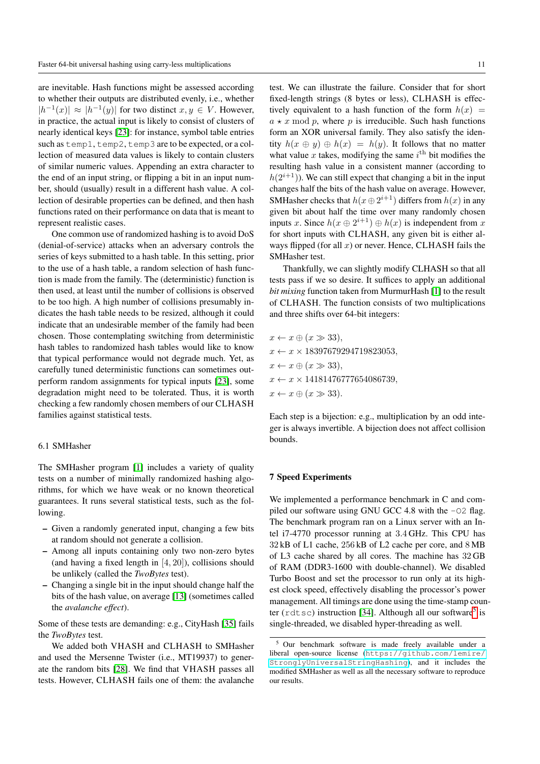are inevitable. Hash functions might be assessed according to whether their outputs are distributed evenly, i.e., whether $|h^{-1}(x)| \approx |h^{-1}(y)|$ for two distinct $x, y \in V$. However, in practice, the actual input is likely to consist of clusters of nearly identical keys [23]: for instance, symbol table entries such as `temp1`, `temp2`, `temp3` are to be expected, or a collection of measured data values is likely to contain clusters of similar numeric values. Appending an extra character to the end of an input string, or flipping a bit in an input number, should (usually) result in a different hash value. A collection of desirable properties can be defined, and then hash functions rated on their performance on data that is meant to represent realistic cases.

One common use of randomized hashing is to avoid DoS (denial-of-service) attacks when an adversary controls the series of keys submitted to a hash table. In this setting, prior to the use of a hash table, a random selection of hash function is made from the family. The (deterministic) function is then used, at least until the number of collisions is observed to be too high. A high number of collisions presumably indicates the hash table needs to be resized, although it could indicate that an undesirable member of the family had been chosen. Those contemplating switching from deterministic hash tables to randomized hash tables would like to know that typical performance would not degrade much. Yet, as carefully tuned deterministic functions can sometimes outperform random assignments for typical inputs [23], some degradation might need to be tolerated. Thus, it is worth checking a few randomly chosen members of our CLHASH families against statistical tests.

### 6.1 SMHasher

The SMHasher program [1] includes a variety of quality tests on a number of minimally randomized hashing algorithms, for which we have weak or no known theoretical guarantees. It runs several statistical tests, such as the following.

- Given a randomly generated input, changing a few bits at random should not generate a collision.
- Among all inputs containing only two non-zero bytes (and having a fixed length in $[4, 20]$), collisions should be unlikely (called the *TwoBytes* test).
- Changing a single bit in the input should change half the bits of the hash value, on average [13] (sometimes called the *avalanche effect*).

Some of these tests are demanding: e.g., CityHash [35] fails the *TwoBytes* test.

We added both VHASH and CLHASH to SMHasher and used the Mersenne Twister (i.e., MT19937) to generate the random bits [28]. We find that VHASH passes all tests. However, CLHASH fails one of them: the avalanche test. We can illustrate the failure. Consider that for short fixed-length strings (8 bytes or less), CLHASH is effectively equivalent to a hash function of the form $h(x) = a \star x \bmod p$, where $p$ is irreducible. Such hash functions form an XOR universal family. They also satisfy the identity $h(x \oplus y) \oplus h(x) = h(y)$. It follows that no matter what value $x$ takes, modifying the same $i^{\text{th}}$ bit modifies the resulting hash value in a consistent manner (according to $h(2^{i+1})$). We can still expect that changing a bit in the input changes half the bits of the hash value on average. However, SMHasher checks that $h(x \oplus 2^{i+1})$ differs from $h(x)$ in any given bit about half the time over many randomly chosen inputs $x$. Since $h(x \oplus 2^{i+1}) \oplus h(x)$ is independent from $x$ for short inputs with CLHASH, any given bit is either always flipped (for all $x$) or never. Hence, CLHASH fails the SMHasher test.

Thankfully, we can slightly modify CLHASH so that all tests pass if we so desire. It suffices to apply an additional *bit mixing* function taken from MurmurHash [1] to the result of CLHASH. The function consists of two multiplications and three shifts over 64-bit integers:

$$
\begin{aligned}
&x \leftarrow x \oplus (x \gg 33),\\
&x \leftarrow x \times 18397679294719823053,\\
&x \leftarrow x \oplus (x \gg 33),\\
&x \leftarrow x \times 14181476777654086739,\\
&x \leftarrow x \oplus (x \gg 33).
\end{aligned}
$$

Each step is a bijection: e.g., multiplication by an odd integer is always invertible. A bijection does not affect collision bounds.

## 7 Speed Experiments

We implemented a performance benchmark in C and compiled our software using GNU GCC 4.8 with the `-O2` flag. The benchmark program ran on a Linux server with an Intel i7-4770 processor running at 3.4 GHz. This CPU has 32 kB of L1 cache, 256 kB of L2 cache per core, and 8 MB of L3 cache shared by all cores. The machine has 32 GB of RAM (DDR3-1600 with double-channel). We disabled Turbo Boost and set the processor to run only at its highest clock speed, effectively disabling the processor's power management. All timings are done using the time-stamp counter (`rdtsc`) instruction [34]. Although all our software[5] is single-threaded, we disabled hyper-threading as well.

[5] Our benchmark software is made freely available under a liberal open-source license (https://github.com/lemire/StronglyUniversalStringHashing), and it includes the modified SMHasher as well as all the necessary software to reproduce our results.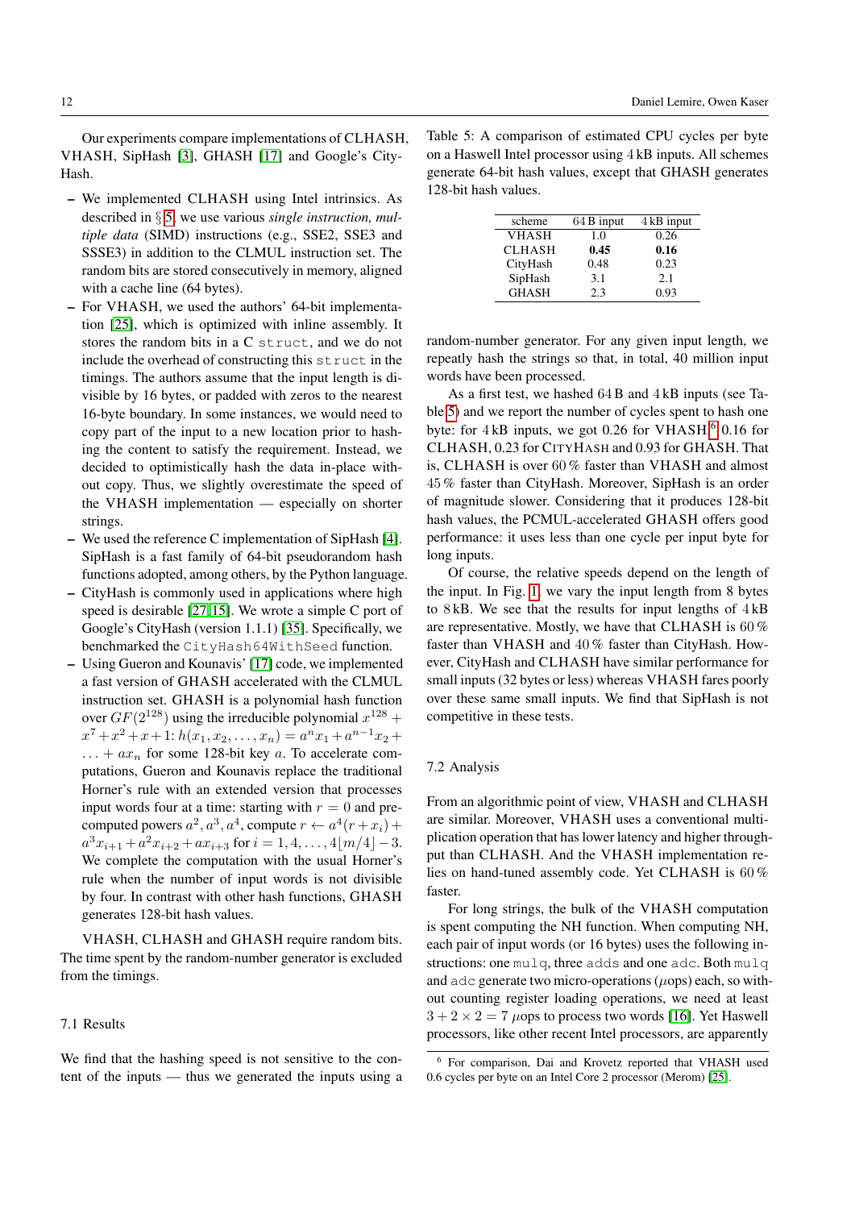Our experiments compare implementations of CLHASH, VHASH, SipHash [3], GHASH [17] and Google's CityHash.

- We implemented CLHASH using Intel intrinsics. As described in § 5, we use various *single instruction, multiple data* (SIMD) instructions (e.g., SSE2, SSE3 and SSSE3) in addition to the CLMUL instruction set. The random bits are stored consecutively in memory, aligned with a cache line (64 bytes).
- For VHASH, we used the authors' 64-bit implementation [25], which is optimized with inline assembly. It stores the random bits in a C `struct`, and we do not include the overhead of constructing this `struct` in the timings. The authors assume that the input length is divisible by 16 bytes, or padded with zeros to the nearest 16-byte boundary. In some instances, we would need to copy part of the input to a new location prior to hashing the content to satisfy the requirement. Instead, we decided to optimistically hash the data in-place without copy. Thus, we slightly overestimate the speed of the VHASH implementation — especially on shorter strings.
- We used the reference C implementation of SipHash [4]. SipHash is a fast family of 64-bit pseudorandom hash functions adopted, among others, by the Python language.
- CityHash is commonly used in applications where high speed is desirable [27, 15]. We wrote a simple C port of Google's CityHash (version 1.1.1) [35]. Specifically, we benchmarked the `CityHash64WithSeed` function.
- Using Gueron and Kounavis' [17] code, we implemented a fast version of GHASH accelerated with the CLMUL instruction set. GHASH is a polynomial hash function over $GF(2^{128})$ using the irreducible polynomial $x^{128} + x^7 + x^2 + x + 1$: $h(x_1, x_2, \ldots, x_n) = a^n x_1 + a^{n-1} x_2 + \ldots + a x_n$ for some 128-bit key $a$. To accelerate computations, Gueron and Kounavis replace the traditional Horner's rule with an extended version that processes input words four at a time: starting with $r = 0$ and precomputed powers $a^2, a^3, a^4$, compute $r \leftarrow a^4(r + x_i) + a^3 x_{i+1} + a^2 x_{i+2} + a x_{i+3}$ for $i = 1, 4, \ldots, 4\lfloor m/4 \rfloor - 3$. We complete the computation with the usual Horner's rule when the number of input words is not divisible by four. In contrast with other hash functions, GHASH generates 128-bit hash values.

VHASH, CLHASH and GHASH require random bits. The time spent by the random-number generator is excluded from the timings.

### 7.1 Results

We find that the hashing speed is not sensitive to the content of the inputs — thus we generated the inputs using a random-number generator. For any given input length, we repeatly hash the strings so that, in total, 40 million input words have been processed.

Table 5: A comparison of estimated CPU cycles per byte on a Haswell Intel processor using 4 kB inputs. All schemes generate 64-bit hash values, except that GHASH generates 128-bit hash values.

| scheme | 64 B input | 4 kB input |
|---|---|---|
| VHASH | 1.0 | 0.26 |
| CLHASH | **0.45** | **0.16** |
| CityHash | 0.48 | 0.23 |
| SipHash | 3.1 | 2.1 |
| GHASH | 2.3 | 0.93 |

As a first test, we hashed 64 B and 4 kB inputs (see Table 5) and we report the number of cycles spent to hash one byte: for 4 kB inputs, we got 0.26 for VHASH,[6] 0.16 for CLHASH, 0.23 for CityHash and 0.93 for GHASH. That is, CLHASH is over 60 % faster than VHASH and almost 45 % faster than CityHash. Moreover, SipHash is an order of magnitude slower. Considering that it produces 128-bit hash values, the PCMUL-accelerated GHASH offers good performance: it uses less than one cycle per input byte for long inputs.

Of course, the relative speeds depend on the length of the input. In Fig. 1, we vary the input length from 8 bytes to 8 kB. We see that the results for input lengths of 4 kB are representative. Mostly, we have that CLHASH is 60 % faster than VHASH and 40 % faster than CityHash. However, CityHash and CLHASH have similar performance for small inputs (32 bytes or less) whereas VHASH fares poorly over these same small inputs. We find that SipHash is not competitive in these tests.

### 7.2 Analysis

From an algorithmic point of view, VHASH and CLHASH are similar. Moreover, VHASH uses a conventional multiplication operation that has lower latency and higher throughput than CLHASH. And the VHASH implementation relies on hand-tuned assembly code. Yet CLHASH is 60 % faster.

For long strings, the bulk of the VHASH computation is spent computing the NH function. When computing NH, each pair of input words (or 16 bytes) uses the following instructions: one `mulq`, three `adds` and one `adc`. Both `mulq` and `adc` generate two micro-operations ($\mu$ops) each, so without counting register loading operations, we need at least $3 + 2 \times 2 = 7$ $\mu$ops to process two words [16]. Yet Haswell processors, like other recent Intel processors, are apparently

[6] For comparison, Dai and Krovetz reported that VHASH used 0.6 cycles per byte on an Intel Core 2 processor (Merom) [25].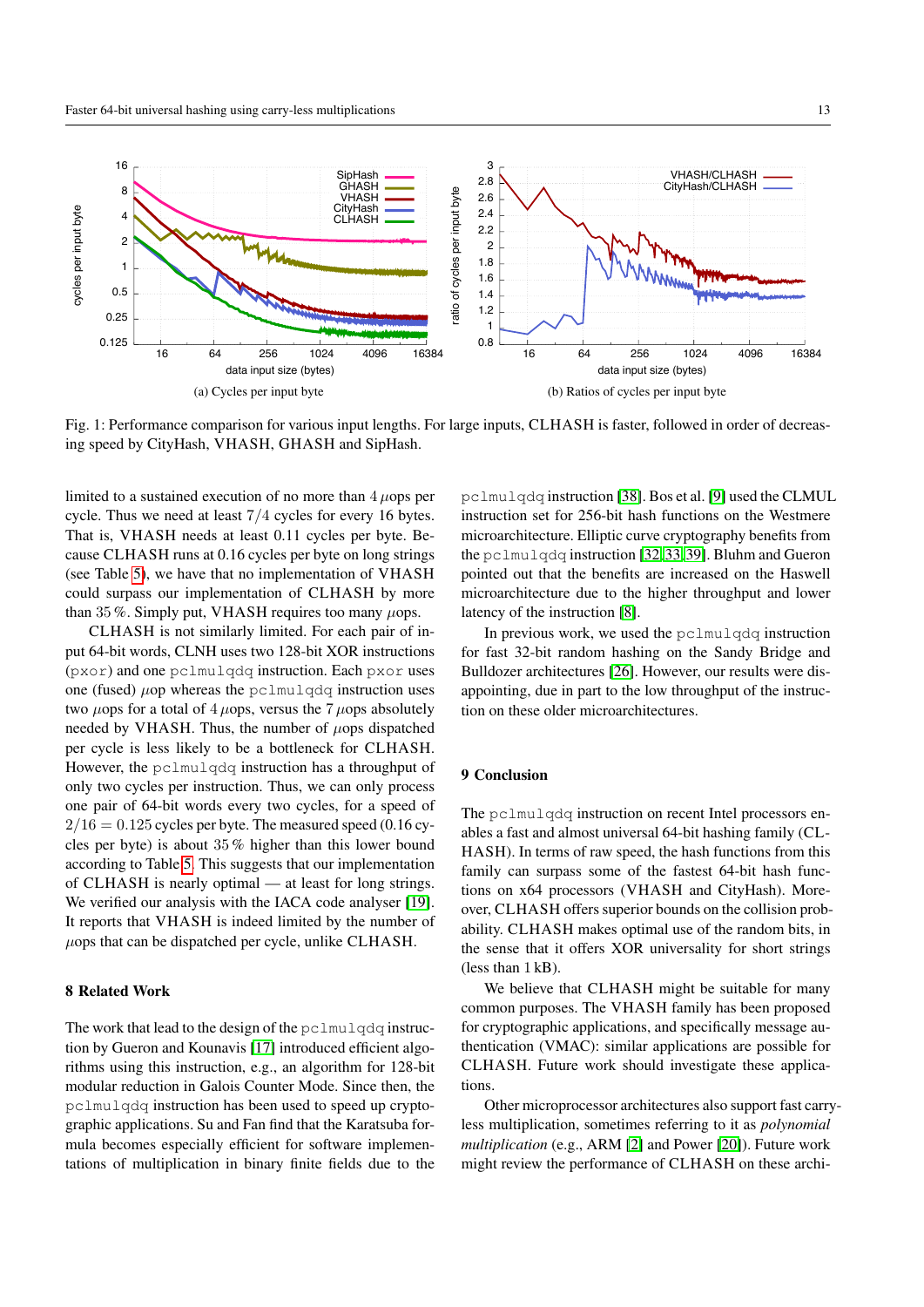16
8
4
2
1
0.5
0.25
0.125

cycles per input byte

SipHash
GHASH
VHASH
CityHash
CLHASH

16 64 256 1024 4096 16384

data input size (bytes)

(a) Cycles per input byte

3
2.8
2.6
2.4
2.2
2
1.8
1.6
1.4
1.2
1
0.8

ratio of cycles per input byte

VHASH/CLHASH
CityHash/CLHASH

16 64 256 1024 4096 16384

data input size (bytes)

(b) Ratios of cycles per input byte

Fig. 1: Performance comparison for various input lengths. For large inputs, CLHASH is faster, followed in order of decreasing speed by CityHash, VHASH, GHASH and SipHash.

limited to a sustained execution of no more than $4\,\mu$ops per cycle. Thus we need at least $7/4$ cycles for every 16 bytes. That is, VHASH needs at least 0.11 cycles per byte. Because CLHASH runs at 0.16 cycles per byte on long strings (see Table 5), we have that no implementation of VHASH could surpass our implementation of CLHASH by more than 35 %. Simply put, VHASH requires too many $\mu$ops.

CLHASH is not similarly limited. For each pair of input 64-bit words, CLNH uses two 128-bit XOR instructions (`pxor`) and one `pclmulqdq` instruction. Each `pxor` uses one (fused) $\mu$op whereas the `pclmulqdq` instruction uses two $\mu$ops for a total of $4\,\mu$ops, versus the $7\,\mu$ops absolutely needed by VHASH. Thus, the number of $\mu$ops dispatched per cycle is less likely to be a bottleneck for CLHASH. However, the `pclmulqdq` instruction has a throughput of only two cycles per instruction. Thus, we can only process one pair of 64-bit words every two cycles, for a speed of $2/16 = 0.125$ cycles per byte. The measured speed (0.16 cycles per byte) is about 35 % higher than this lower bound according to Table 5. This suggests that our implementation of CLHASH is nearly optimal — at least for long strings. We verified our analysis with the IACA code analyser [19]. It reports that VHASH is indeed limited by the number of $\mu$ops that can be dispatched per cycle, unlike CLHASH.

## 8 Related Work

The work that lead to the design of the `pclmulqdq` instruction by Gueron and Kounavis [17] introduced efficient algorithms using this instruction, e.g., an algorithm for 128-bit modular reduction in Galois Counter Mode. Since then, the `pclmulqdq` instruction has been used to speed up cryptographic applications. Su and Fan find that the Karatsuba formula becomes especially efficient for software implementations of multiplication in binary finite fields due to the `pclmulqdq` instruction [38]. Bos et al. [9] used the CLMUL instruction set for 256-bit hash functions on the Westmere microarchitecture. Elliptic curve cryptography benefits from the `pclmulqdq` instruction [32, 33, 39]. Bluhm and Gueron pointed out that the benefits are increased on the Haswell microarchitecture due to the higher throughput and lower latency of the instruction [8].

In previous work, we used the `pclmulqdq` instruction for fast 32-bit random hashing on the Sandy Bridge and Bulldozer architectures [26]. However, our results were disappointing, due in part to the low throughput of the instruction on these older microarchitectures.

## 9 Conclusion

The `pclmulqdq` instruction on recent Intel processors enables a fast and almost universal 64-bit hashing family (CLHASH). In terms of raw speed, the hash functions from this family can surpass some of the fastest 64-bit hash functions on x64 processors (VHASH and CityHash). Moreover, CLHASH offers superior bounds on the collision probability. CLHASH makes optimal use of the random bits, in the sense that it offers XOR universality for short strings (less than 1 kB).

We believe that CLHASH might be suitable for many common purposes. The VHASH family has been proposed for cryptographic applications, and specifically message authentication (VMAC): similar applications are possible for CLHASH. Future work should investigate these applications.

Other microprocessor architectures also support fast carry-less multiplication, sometimes referring to it as *polynomial multiplication* (e.g., ARM [2] and Power [20]). Future work might review the performance of CLHASH on these archi-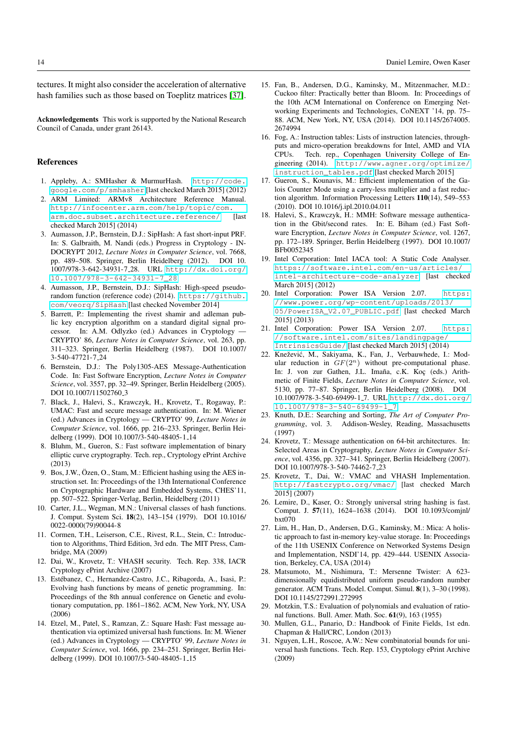tectures. It might also consider the acceleration of alternative hash families such as those based on Toeplitz matrices [37].

**Acknowledgements** This work is supported by the National Research Council of Canada, under grant 26143.

## References

1. Appleby, A.: SMHasher & MurmurHash. http://code.google.com/p/smhasher [last checked March 2015] (2012)
2. ARM Limited: ARMv8 Architecture Reference Manual. http://infocenter.arm.com/help/topic/com.arm.doc.subset.architecture.reference/ [last checked March 2015] (2014)
3. Aumasson, J.P., Bernstein, D.J.: SipHash: A fast short-input PRF. In: S. Galbraith, M. Nandi (eds.) Progress in Cryptology - INDOCRYPT 2012, *Lecture Notes in Computer Science*, vol. 7668, pp. 489–508. Springer, Berlin Heidelberg (2012). DOI 10.1007/978-3-642-34931-7_28. URL http://dx.doi.org/10.1007/978-3-642-34931-7_28
4. Aumasson, J.P., Bernstein, D.J.: SipHash: High-speed pseudorandom function (reference code) (2014). https://github.com/veorq/SipHash [last checked November 2014]
5. Barrett, P.: Implementing the rivest shamir and adleman public key encryption algorithm on a standard digital signal processor. In: A.M. Odlyzko (ed.) Advances in Cryptology — CRYPTO' 86, *Lecture Notes in Computer Science*, vol. 263, pp. 311–323. Springer, Berlin Heidelberg (1987). DOI 10.1007/3-540-47721-7_24
6. Bernstein, D.J.: The Poly1305-AES Message-Authentication Code. In: Fast Software Encryption, *Lecture Notes in Computer Science*, vol. 3557, pp. 32–49. Springer, Berlin Heidelberg (2005). DOI 10.1007/11502760_3
7. Black, J., Halevi, S., Krawczyk, H., Krovetz, T., Rogaway, P.: UMAC: Fast and secure message authentication. In: M. Wiener (ed.) Advances in Cryptology — CRYPTO' 99, *Lecture Notes in Computer Science*, vol. 1666, pp. 216–233. Springer, Berlin Heidelberg (1999). DOI 10.1007/3-540-48405-1_14
8. Bluhm, M., Gueron, S.: Fast software implementation of binary elliptic curve cryptography. Tech. rep., Cryptology ePrint Archive (2013)
9. Bos, J.W., Özen, O., Stam, M.: Efficient hashing using the AES instruction set. In: Proceedings of the 13th International Conference on Cryptographic Hardware and Embedded Systems, CHES'11, pp. 507–522. Springer-Verlag, Berlin, Heidelberg (2011)
10. Carter, J.L., Wegman, M.N.: Universal classes of hash functions. J. Comput. System Sci. **18**(2), 143–154 (1979). DOI 10.1016/0022-0000(79)90044-8
11. Cormen, T.H., Leiserson, C.E., Rivest, R.L., Stein, C.: Introduction to Algorithms, Third Edition, 3rd edn. The MIT Press, Cambridge, MA (2009)
12. Dai, W., Krovetz, T.: VHASH security. Tech. Rep. 338, IACR Cryptology ePrint Archive (2007)
13. Estébanez, C., Hernandez-Castro, J.C., Ribagorda, A., Isasi, P.: Evolving hash functions by means of genetic programming. In: Proceedings of the 8th annual conference on Genetic and evolutionary computation, pp. 1861–1862. ACM, New York, NY, USA (2006)
14. Etzel, M., Patel, S., Ramzan, Z.: Square Hash: Fast message authentication via optimized universal hash functions. In: M. Wiener (ed.) Advances in Cryptology — CRYPTO' 99, *Lecture Notes in Computer Science*, vol. 1666, pp. 234–251. Springer, Berlin Heidelberg (1999). DOI 10.1007/3-540-48405-1_15
15. Fan, B., Andersen, D.G., Kaminsky, M., Mitzenmacher, M.D.: Cuckoo filter: Practically better than Bloom. In: Proceedings of the 10th ACM International on Conference on Emerging Networking Experiments and Technologies, CoNEXT '14, pp. 75–88. ACM, New York, NY, USA (2014). DOI 10.1145/2674005.2674994
16. Fog, A.: Instruction tables: Lists of instruction latencies, throughputs and micro-operation breakdowns for Intel, AMD and VIA CPUs. Tech. rep., Copenhagen University College of Engineering (2014). http://www.agner.org/optimize/instruction_tables.pdf [last checked March 2015]
17. Gueron, S., Kounavis, M.: Efficient implementation of the Galois Counter Mode using a carry-less multiplier and a fast reduction algorithm. Information Processing Letters **110**(14), 549–553 (2010). DOI 10.1016/j.ipl.2010.04.011
18. Halevi, S., Krawczyk, H.: MMH: Software message authentication in the Gbit/second rates. In: E. Biham (ed.) Fast Software Encryption, *Lecture Notes in Computer Science*, vol. 1267, pp. 172–189. Springer, Berlin Heidelberg (1997). DOI 10.1007/BFb0052345
19. Intel Corporation: Intel IACA tool: A Static Code Analyser. https://software.intel.com/en-us/articles/intel-architecture-code-analyzer [last checked March 2015] (2012)
20. Intel Corporation: Power ISA Version 2.07. https://www.power.org/wp-content/uploads/2013/05/PowerISA_V2.07_PUBLIC.pdf [last checked March 2015] (2013)
21. Intel Corporation: Power ISA Version 2.07. https://software.intel.com/sites/landingpage/IntrinsicsGuide/ [last checked March 2015] (2014)
22. Knežević, M., Sakiyama, K., Fan, J., Verbauwhede, I.: Modular reduction in $GF(2^n)$ without pre-computational phase. In: J. von zur Gathen, J.L. Imaña, c.K. Koç (eds.) Arithmetic of Finite Fields, *Lecture Notes in Computer Science*, vol. 5130, pp. 77–87. Springer, Berlin Heidelberg (2008). DOI 10.1007/978-3-540-69499-1_7. URL http://dx.doi.org/10.1007/978-3-540-69499-1_7
23. Knuth, D.E.: Searching and Sorting, *The Art of Computer Programming*, vol. 3. Addison-Wesley, Reading, Massachusetts (1997)
24. Krovetz, T.: Message authentication on 64-bit architectures. In: Selected Areas in Cryptography, *Lecture Notes in Computer Science*, vol. 4356, pp. 327–341. Springer, Berlin Heidelberg (2007). DOI 10.1007/978-3-540-74462-7_23
25. Krovetz, T., Dai, W.: VMAC and VHASH Implementation. http://fastcrypto.org/vmac/ [last checked March 2015] (2007)
26. Lemire, D., Kaser, O.: Strongly universal string hashing is fast. Comput. J. **57**(11), 1624–1638 (2014). DOI 10.1093/comjnl/bxt070
27. Lim, H., Han, D., Andersen, D.G., Kaminsky, M.: Mica: A holistic approach to fast in-memory key-value storage. In: Proceedings of the 11th USENIX Conference on Networked Systems Design and Implementation, NSDI'14, pp. 429–444. USENIX Association, Berkeley, CA, USA (2014)
28. Matsumoto, M., Nishimura, T.: Mersenne Twister: A 623-dimensionally equidistributed uniform pseudo-random number generator. ACM Trans. Model. Comput. Simul. **8**(1), 3–30 (1998). DOI 10.1145/272991.272995
29. Motzkin, T.S.: Evaluation of polynomials and evaluation of rational functions. Bull. Amer. Math. Soc. **61**(9), 163 (1955)
30. Mullen, G.L., Panario, D.: Handbook of Finite Fields, 1st edn. Chapman & Hall/CRC, London (2013)
31. Nguyen, L.H., Roscoe, A.W.: New combinatorial bounds for universal hash functions. Tech. Rep. 153, Cryptology ePrint Archive (2009)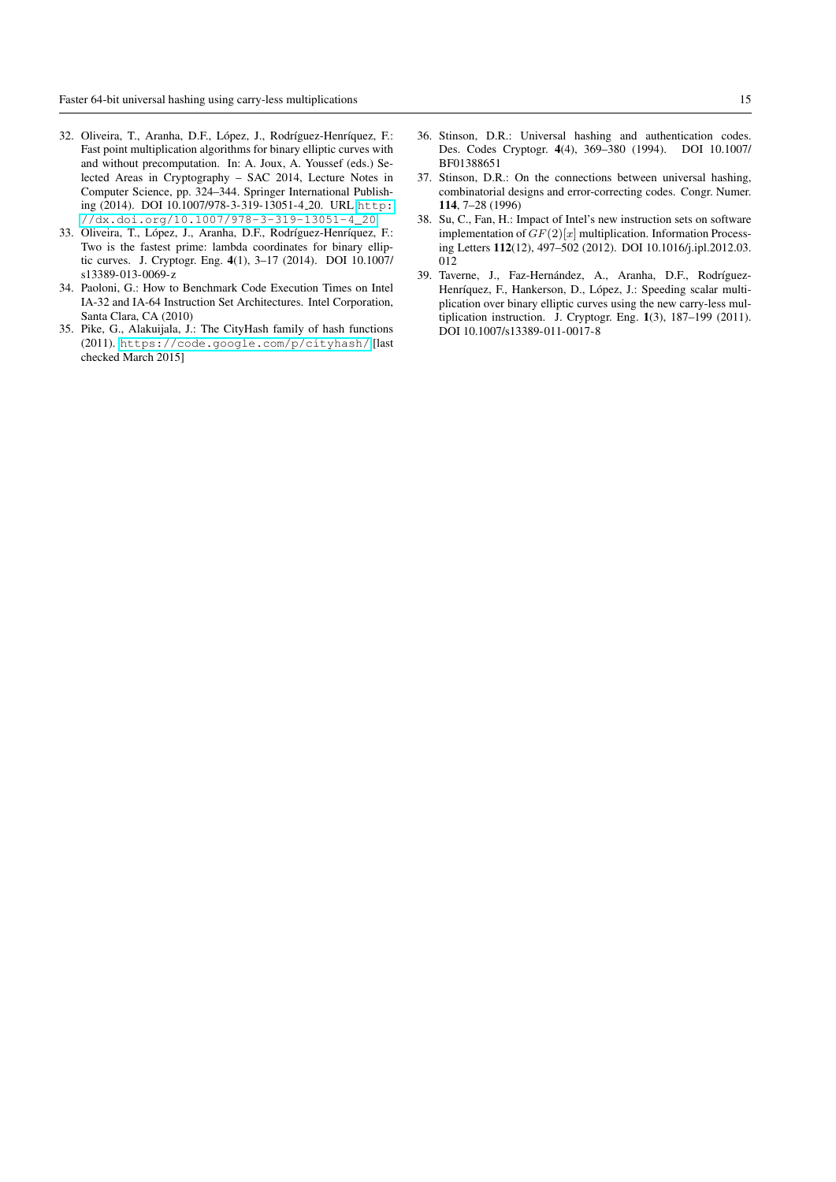32. Oliveira, T., Aranha, D.F., López, J., Rodríguez-Henríquez, F.: Fast point multiplication algorithms for binary elliptic curves with and without precomputation. In: A. Joux, A. Youssef (eds.) Selected Areas in Cryptography – SAC 2014, Lecture Notes in Computer Science, pp. 324–344. Springer International Publishing (2014). DOI 10.1007/978-3-319-13051-4_20. URL http://dx.doi.org/10.1007/978-3-319-13051-4_20
33. Oliveira, T., López, J., Aranha, D.F., Rodríguez-Henríquez, F.: Two is the fastest prime: lambda coordinates for binary elliptic curves. J. Cryptogr. Eng. **4**(1), 3–17 (2014). DOI 10.1007/s13389-013-0069-z
34. Paoloni, G.: How to Benchmark Code Execution Times on Intel IA-32 and IA-64 Instruction Set Architectures. Intel Corporation, Santa Clara, CA (2010)
35. Pike, G., Alakuijala, J.: The CityHash family of hash functions (2011). https://code.google.com/p/cityhash/ [last checked March 2015]
36. Stinson, D.R.: Universal hashing and authentication codes. Des. Codes Cryptogr. **4**(4), 369–380 (1994). DOI 10.1007/BF01388651
37. Stinson, D.R.: On the connections between universal hashing, combinatorial designs and error-correcting codes. Congr. Numer. **114**, 7–28 (1996)
38. Su, C., Fan, H.: Impact of Intel's new instruction sets on software implementation of $GF(2)[x]$ multiplication. Information Processing Letters **112**(12), 497–502 (2012). DOI 10.1016/j.ipl.2012.03.012
39. Taverne, J., Faz-Hernández, A., Aranha, D.F., Rodríguez-Henríquez, F., Hankerson, D., López, J.: Speeding scalar multiplication over binary elliptic curves using the new carry-less multiplication instruction. J. Cryptogr. Eng. **1**(3), 187–199 (2011). DOI 10.1007/s13389-011-0017-8